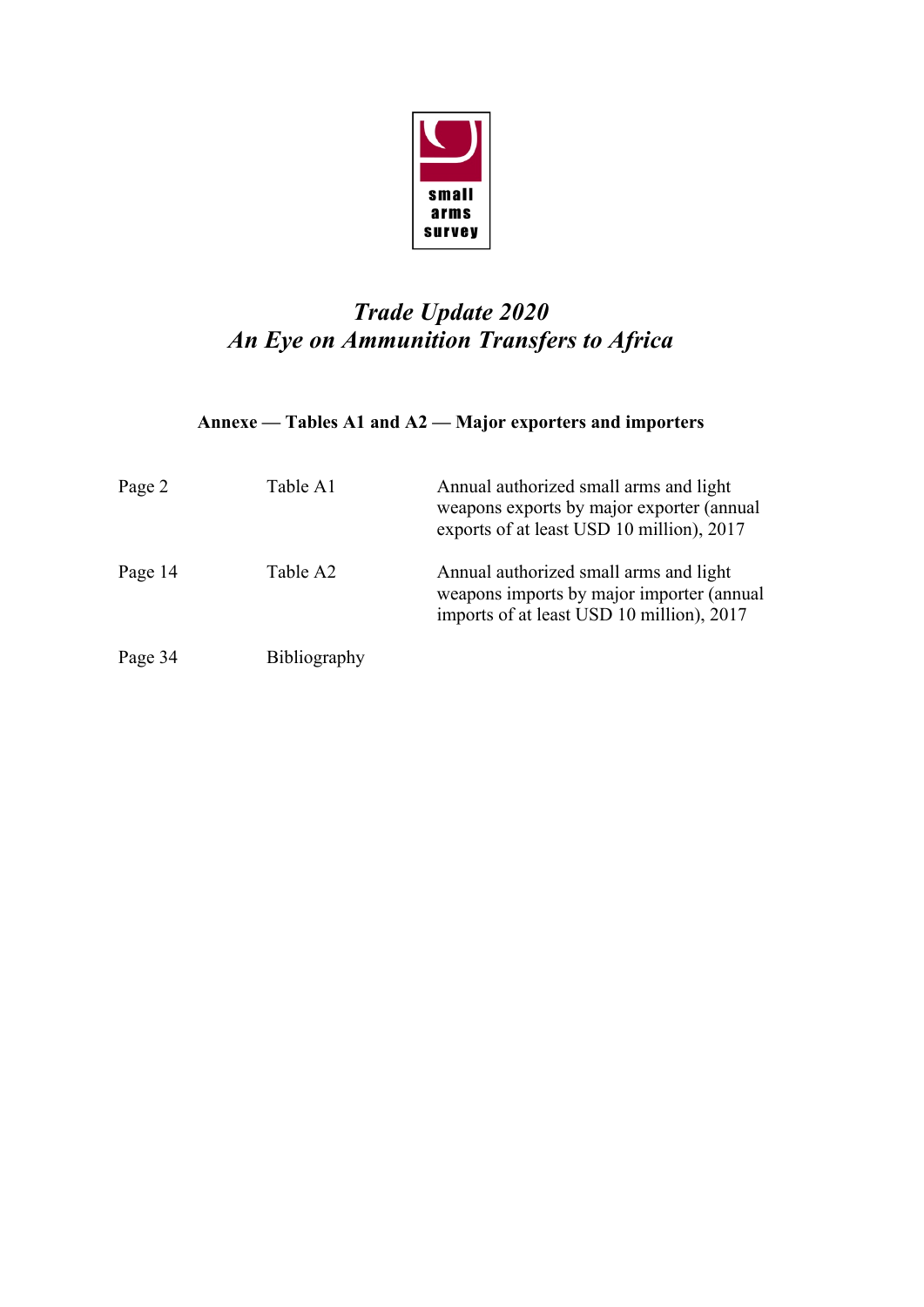small arms survey

# *Trade Update 2020*
# *An Eye on Ammunition Transfers to Africa*

**Annexe — Tables A1 and A2 — Major exporters and importers**

| | | |
|---|---|---|
| Page 2 | Table A1 | Annual authorized small arms and light weapons exports by major exporter (annual exports of at least USD 10 million), 2017 |
| Page 14 | Table A2 | Annual authorized small arms and light weapons imports by major importer (annual imports of at least USD 10 million), 2017 |
| Page 34 | Bibliography | |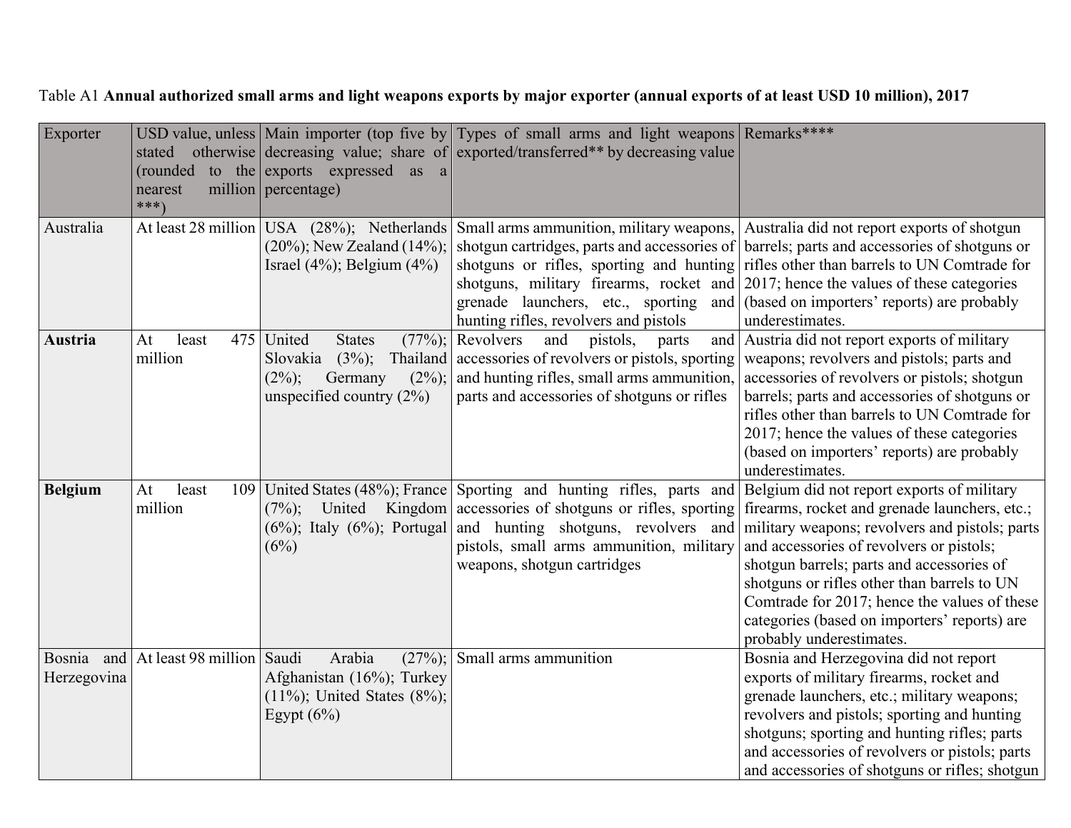Table A1 **Annual authorized small arms and light weapons exports by major exporter (annual exports of at least USD 10 million), 2017**

| Exporter | USD value, unless stated otherwise (rounded to the nearest million ***) | Main importer (top five by decreasing value; share of exports expressed as a percentage) | Types of small arms and light weapons exported/transferred** by decreasing value | Remarks**** |
|---|---|---|---|---|
| Australia | At least 28 million | USA (28%); Netherlands (20%); New Zealand (14%); Israel (4%); Belgium (4%) | Small arms ammunition, military weapons, shotgun cartridges, parts and accessories of shotguns or rifles, sporting and hunting shotguns, military firearms, rocket and grenade launchers, etc., sporting and hunting rifles, revolvers and pistols | Australia did not report exports of shotgun barrels; parts and accessories of shotguns or rifles other than barrels to UN Comtrade for 2017; hence the values of these categories (based on importers' reports) are probably underestimates. |
| **Austria** | At least 475 million | United States (77%); Slovakia (3%); Thailand (2%); Germany (2%); unspecified country (2%) | Revolvers and pistols, parts and accessories of revolvers or pistols, sporting and hunting rifles, small arms ammunition, parts and accessories of shotguns or rifles | Austria did not report exports of military weapons; revolvers and pistols; parts and accessories of revolvers or pistols; shotgun barrels; parts and accessories of shotguns or rifles other than barrels to UN Comtrade for 2017; hence the values of these categories (based on importers' reports) are probably underestimates. |
| **Belgium** | At least 109 million | United States (48%); France (7%); United Kingdom (6%); Italy (6%); Portugal (6%) | Sporting and hunting rifles, parts and accessories of shotguns or rifles, sporting and hunting shotguns, revolvers and pistols, small arms ammunition, military weapons, shotgun cartridges | Belgium did not report exports of military firearms, rocket and grenade launchers, etc.; military weapons; revolvers and pistols; parts and accessories of revolvers or pistols; shotgun barrels; parts and accessories of shotguns or rifles other than barrels to UN Comtrade for 2017; hence the values of these categories (based on importers' reports) are probably underestimates. |
| Bosnia and Herzegovina | At least 98 million | Saudi Arabia (27%); Afghanistan (16%); Turkey (11%); United States (8%); Egypt (6%) | Small arms ammunition | Bosnia and Herzegovina did not report exports of military firearms, rocket and grenade launchers, etc.; military weapons; revolvers and pistols; sporting and hunting shotguns; sporting and hunting rifles; parts and accessories of revolvers or pistols; parts and accessories of shotguns or rifles; shotgun |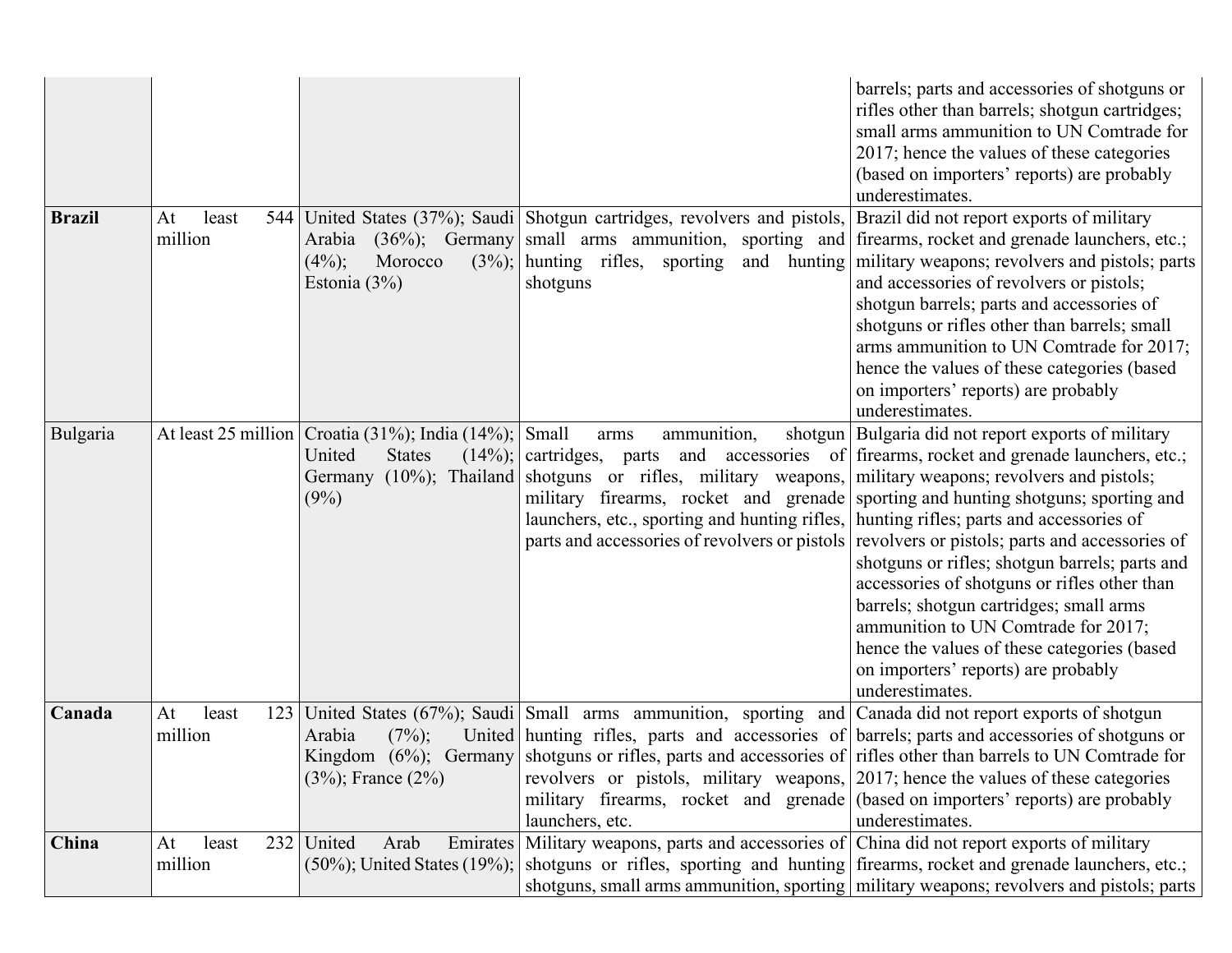| | | | | |
|---|---|---|---|---|
| | | | | barrels; parts and accessories of shotguns or rifles other than barrels; shotgun cartridges; small arms ammunition to UN Comtrade for 2017; hence the values of these categories (based on importers' reports) are probably underestimates. |
| **Brazil** | At least 544 million | United States (37%); Saudi Arabia (36%); Germany (4%); Morocco (3%); Estonia (3%) | Shotgun cartridges, revolvers and pistols, small arms ammunition, sporting and hunting rifles, sporting and hunting shotguns | Brazil did not report exports of military firearms, rocket and grenade launchers, etc.; military weapons; revolvers and pistols; parts and accessories of revolvers or pistols; shotgun barrels; parts and accessories of shotguns or rifles other than barrels; small arms ammunition to UN Comtrade for 2017; hence the values of these categories (based on importers' reports) are probably underestimates. |
| Bulgaria | At least 25 million | Croatia (31%); India (14%); United States (14%); Germany (10%); Thailand (9%) | Small arms ammunition, shotgun cartridges, parts and accessories of shotguns or rifles, military weapons, military firearms, rocket and grenade launchers, etc., sporting and hunting rifles, parts and accessories of revolvers or pistols | Bulgaria did not report exports of military firearms, rocket and grenade launchers, etc.; military weapons; revolvers and pistols; sporting and hunting shotguns; sporting and hunting rifles; parts and accessories of revolvers or pistols; parts and accessories of shotguns or rifles; shotgun barrels; parts and accessories of shotguns or rifles other than barrels; shotgun cartridges; small arms ammunition to UN Comtrade for 2017; hence the values of these categories (based on importers' reports) are probably underestimates. |
| **Canada** | At least 123 million | United States (67%); Saudi Arabia (7%); United Kingdom (6%); Germany (3%); France (2%) | Small arms ammunition, sporting and hunting rifles, parts and accessories of shotguns or rifles, parts and accessories of revolvers or pistols, military weapons, military firearms, rocket and grenade launchers, etc. | Canada did not report exports of shotgun barrels; parts and accessories of shotguns or rifles other than barrels to UN Comtrade for 2017; hence the values of these categories (based on importers' reports) are probably underestimates. |
| **China** | At least 232 million | United Arab Emirates (50%); United States (19%); | Military weapons, parts and accessories of shotguns or rifles, sporting and hunting shotguns, small arms ammunition, sporting | China did not report exports of military firearms, rocket and grenade launchers, etc.; military weapons; revolvers and pistols; parts |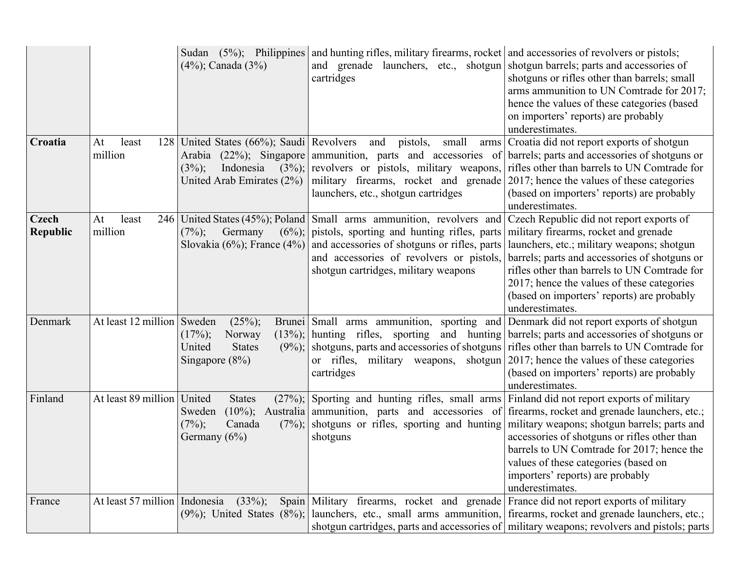| | | | | |
|---|---|---|---|---|
| | | Sudan (5%); Philippines (4%); Canada (3%) | and hunting rifles, military firearms, rocket and grenade launchers, etc., shotgun cartridges | and accessories of revolvers or pistols; shotgun barrels; parts and accessories of shotguns or rifles other than barrels; small arms ammunition to UN Comtrade for 2017; hence the values of these categories (based on importers' reports) are probably underestimates. |
| **Croatia** | At least 128 million | United States (66%); Saudi Arabia (22%); Singapore (3%); Indonesia (3%); United Arab Emirates (2%) | Revolvers and pistols, small arms ammunition, parts and accessories of revolvers or pistols, military weapons, military firearms, rocket and grenade launchers, etc., shotgun cartridges | Croatia did not report exports of shotgun barrels; parts and accessories of shotguns or rifles other than barrels to UN Comtrade for 2017; hence the values of these categories (based on importers' reports) are probably underestimates. |
| **Czech Republic** | At least 246 million | United States (45%); Poland (7%); Germany (6%); Slovakia (6%); France (4%) | Small arms ammunition, revolvers and pistols, sporting and hunting rifles, parts and accessories of shotguns or rifles, parts and accessories of revolvers or pistols, shotgun cartridges, military weapons | Czech Republic did not report exports of military firearms, rocket and grenade launchers, etc.; military weapons; shotgun barrels; parts and accessories of shotguns or rifles other than barrels to UN Comtrade for 2017; hence the values of these categories (based on importers' reports) are probably underestimates. |
| Denmark | At least 12 million | Sweden (25%); Brunei (17%); Norway (13%); United States (9%); Singapore (8%) | Small arms ammunition, sporting and hunting rifles, sporting and hunting shotguns, parts and accessories of shotguns or rifles, military weapons, shotgun cartridges | Denmark did not report exports of shotgun barrels; parts and accessories of shotguns or rifles other than barrels to UN Comtrade for 2017; hence the values of these categories (based on importers' reports) are probably underestimates. |
| Finland | At least 89 million | United States (27%); Sweden (10%); Australia (7%); Canada (7%); Germany (6%) | Sporting and hunting rifles, small arms ammunition, parts and accessories of shotguns or rifles, sporting and hunting shotguns | Finland did not report exports of military firearms, rocket and grenade launchers, etc.; military weapons; shotgun barrels; parts and accessories of shotguns or rifles other than barrels to UN Comtrade for 2017; hence the values of these categories (based on importers' reports) are probably underestimates. |
| France | At least 57 million | Indonesia (33%); Spain (9%); United States (8%); | Military firearms, rocket and grenade launchers, etc., small arms ammunition, shotgun cartridges, parts and accessories of | France did not report exports of military firearms, rocket and grenade launchers, etc.; military weapons; revolvers and pistols; parts |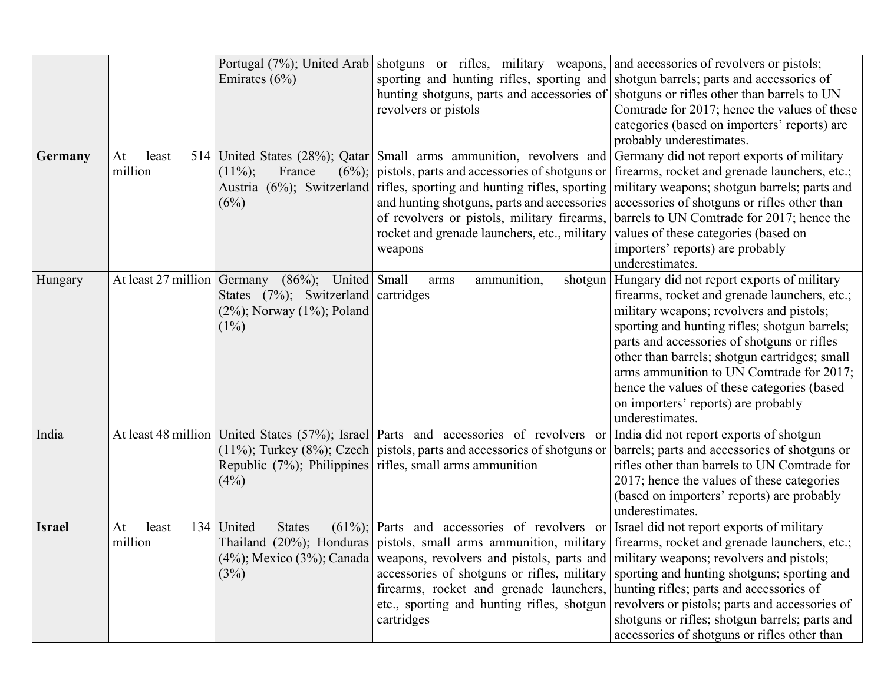| | | | | |
|---|---|---|---|---|
| | | Portugal (7%); United Arab Emirates (6%) | shotguns or rifles, military weapons, sporting and hunting rifles, sporting and hunting shotguns, parts and accessories of revolvers or pistols | and accessories of revolvers or pistols; shotgun barrels; parts and accessories of shotguns or rifles other than barrels to UN Comtrade for 2017; hence the values of these categories (based on importers' reports) are probably underestimates. |
| **Germany** | At least 514 million | United States (28%); Qatar (11%); France (6%); Austria (6%); Switzerland (6%) | Small arms ammunition, revolvers and pistols, parts and accessories of shotguns or rifles, sporting and hunting rifles, sporting and hunting shotguns, parts and accessories of revolvers or pistols, military firearms, rocket and grenade launchers, etc., military weapons | Germany did not report exports of military firearms, rocket and grenade launchers, etc.; military weapons; shotgun barrels; parts and accessories of shotguns or rifles other than barrels to UN Comtrade for 2017; hence the values of these categories (based on importers' reports) are probably underestimates. |
| Hungary | At least 27 million | Germany (86%); United States (7%); Switzerland (2%); Norway (1%); Poland (1%) | Small arms ammunition, shotgun cartridges | Hungary did not report exports of military firearms, rocket and grenade launchers, etc.; military weapons; revolvers and pistols; sporting and hunting rifles; shotgun barrels; parts and accessories of shotguns or rifles other than barrels; shotgun cartridges; small arms ammunition to UN Comtrade for 2017; hence the values of these categories (based on importers' reports) are probably underestimates. |
| India | At least 48 million | United States (57%); Israel (11%); Turkey (8%); Czech Republic (7%); Philippines (4%) | Parts and accessories of revolvers or pistols, parts and accessories of shotguns or rifles, small arms ammunition | India did not report exports of shotgun barrels; parts and accessories of shotguns or rifles other than barrels to UN Comtrade for 2017; hence the values of these categories (based on importers' reports) are probably underestimates. |
| **Israel** | At least 134 million | United States (61%); Thailand (20%); Honduras (4%); Mexico (3%); Canada (3%) | Parts and accessories of revolvers or pistols, small arms ammunition, military weapons, revolvers and pistols, parts and accessories of shotguns or rifles, military firearms, rocket and grenade launchers, etc., sporting and hunting rifles, shotgun cartridges | Israel did not report exports of military firearms, rocket and grenade launchers, etc.; military weapons; revolvers and pistols; sporting and hunting shotguns; sporting and hunting rifles; parts and accessories of revolvers or pistols; parts and accessories of shotguns or rifles; shotgun barrels; parts and accessories of shotguns or rifles other than |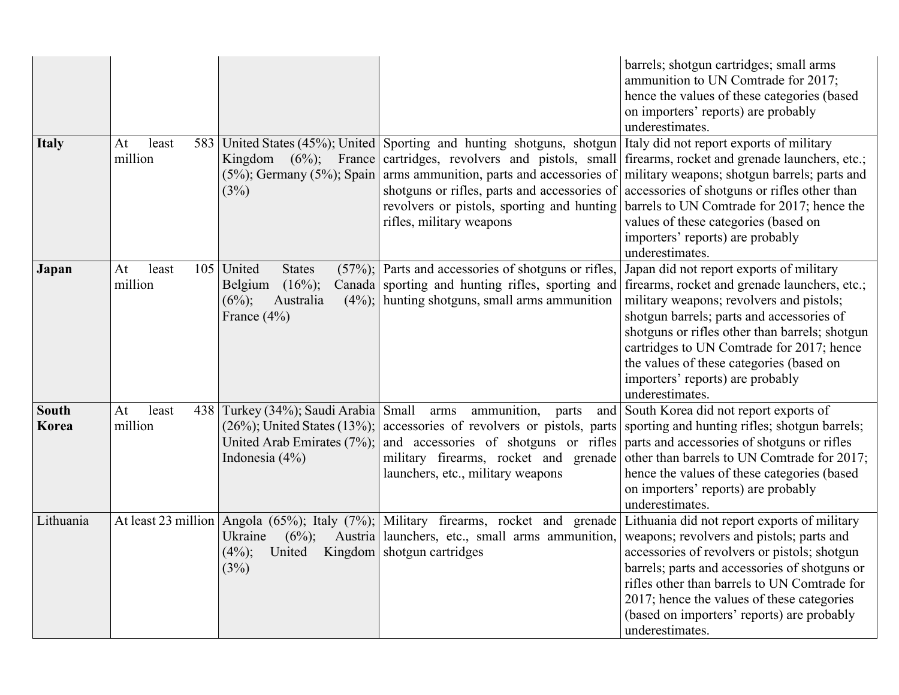| | | | | |
|---|---|---|---|---|
| | | | | barrels; shotgun cartridges; small arms ammunition to UN Comtrade for 2017; hence the values of these categories (based on importers' reports) are probably underestimates. |
| **Italy** | At least 583 million | United States (45%); United Kingdom (6%); France (5%); Germany (5%); Spain (3%) | Sporting and hunting shotguns, shotgun cartridges, revolvers and pistols, small arms ammunition, parts and accessories of shotguns or rifles, parts and accessories of revolvers or pistols, sporting and hunting rifles, military weapons | Italy did not report exports of military firearms, rocket and grenade launchers, etc.; military weapons; shotgun barrels; parts and accessories of shotguns or rifles other than barrels to UN Comtrade for 2017; hence the values of these categories (based on importers' reports) are probably underestimates. |
| **Japan** | At least 105 million | United States (57%); Belgium (16%); Canada (6%); Australia (4%); France (4%) | Parts and accessories of shotguns or rifles, sporting and hunting rifles, sporting and hunting shotguns, small arms ammunition | Japan did not report exports of military firearms, rocket and grenade launchers, etc.; military weapons; revolvers and pistols; shotgun barrels; parts and accessories of shotguns or rifles other than barrels; shotgun cartridges to UN Comtrade for 2017; hence the values of these categories (based on importers' reports) are probably underestimates. |
| **South Korea** | At least 438 million | Turkey (34%); Saudi Arabia (26%); United States (13%); United Arab Emirates (7%); Indonesia (4%) | Small arms ammunition, parts and accessories of revolvers or pistols, parts and accessories of shotguns or rifles military firearms, rocket and grenade launchers, etc., military weapons | South Korea did not report exports of sporting and hunting rifles; shotgun barrels; parts and accessories of shotguns or rifles other than barrels to UN Comtrade for 2017; hence the values of these categories (based on importers' reports) are probably underestimates. |
| Lithuania | At least 23 million | Angola (65%); Italy (7%); Ukraine (6%); Austria (4%); United Kingdom (3%) | Military firearms, rocket and grenade launchers, etc., small arms ammunition, shotgun cartridges | Lithuania did not report exports of military weapons; revolvers and pistols; parts and accessories of revolvers or pistols; shotgun barrels; parts and accessories of shotguns or rifles other than barrels to UN Comtrade for 2017; hence the values of these categories (based on importers' reports) are probably underestimates. |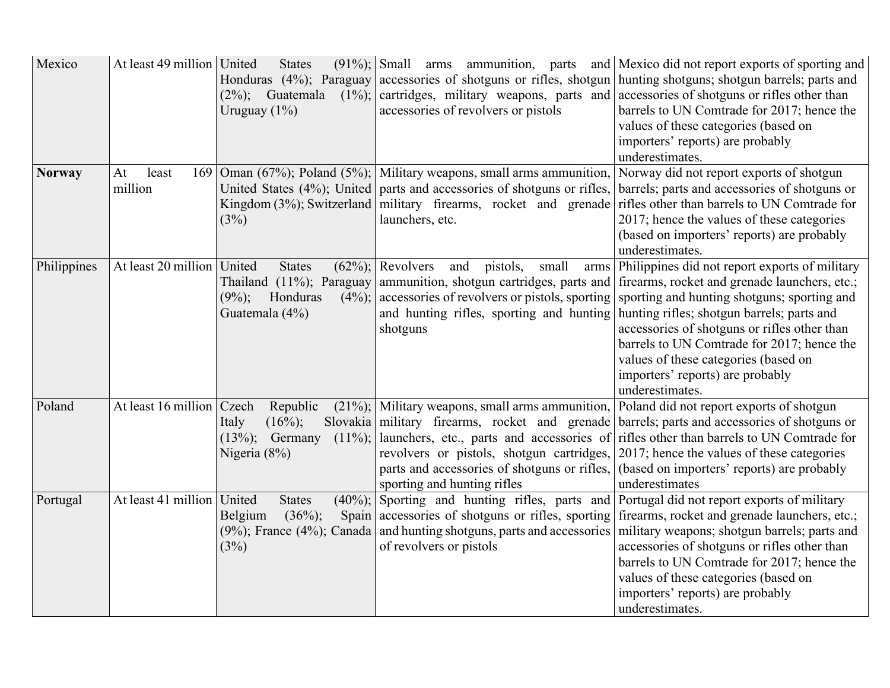| | | | | |
|---|---|---|---|---|
| Mexico | At least 49 million | United States (91%); Honduras (4%); Paraguay (2%); Guatemala (1%); Uruguay (1%) | Small arms ammunition, parts and accessories of shotguns or rifles, shotgun cartridges, military weapons, parts and accessories of revolvers or pistols | Mexico did not report exports of sporting and hunting shotguns; shotgun barrels; parts and accessories of shotguns or rifles other than barrels to UN Comtrade for 2017; hence the values of these categories (based on importers' reports) are probably underestimates. |
| **Norway** | At least 169 million | Oman (67%); Poland (5%); United States (4%); United Kingdom (3%); Switzerland (3%) | Military weapons, small arms ammunition, parts and accessories of shotguns or rifles, military firearms, rocket and grenade launchers, etc. | Norway did not report exports of shotgun barrels; parts and accessories of shotguns or rifles other than barrels to UN Comtrade for 2017; hence the values of these categories (based on importers' reports) are probably underestimates. |
| Philippines | At least 20 million | United States (62%); Thailand (11%); Paraguay (9%); Honduras (4%); Guatemala (4%) | Revolvers and pistols, small arms ammunition, shotgun cartridges, parts and accessories of revolvers or pistols, sporting and hunting rifles, sporting and hunting shotguns | Philippines did not report exports of military firearms, rocket and grenade launchers, etc.; sporting and hunting shotguns; sporting and hunting rifles; shotgun barrels; parts and accessories of shotguns or rifles other than barrels to UN Comtrade for 2017; hence the values of these categories (based on importers' reports) are probably underestimates. |
| Poland | At least 16 million | Czech Republic (21%); Italy (16%); Slovakia (13%); Germany (11%); Nigeria (8%) | Military weapons, small arms ammunition, military firearms, rocket and grenade launchers, etc., parts and accessories of revolvers or pistols, shotgun cartridges, parts and accessories of shotguns or rifles, sporting and hunting rifles | Poland did not report exports of shotgun barrels; parts and accessories of shotguns or rifles other than barrels to UN Comtrade for 2017; hence the values of these categories (based on importers' reports) are probably underestimates |
| Portugal | At least 41 million | United States (40%); Belgium (36%); Spain (9%); France (4%); Canada (3%) | Sporting and hunting rifles, parts and accessories of shotguns or rifles, sporting and hunting shotguns, parts and accessories of revolvers or pistols | Portugal did not report exports of military firearms, rocket and grenade launchers, etc.; military weapons; shotgun barrels; parts and accessories of shotguns or rifles other than barrels to UN Comtrade for 2017; hence the values of these categories (based on importers' reports) are probably underestimates. |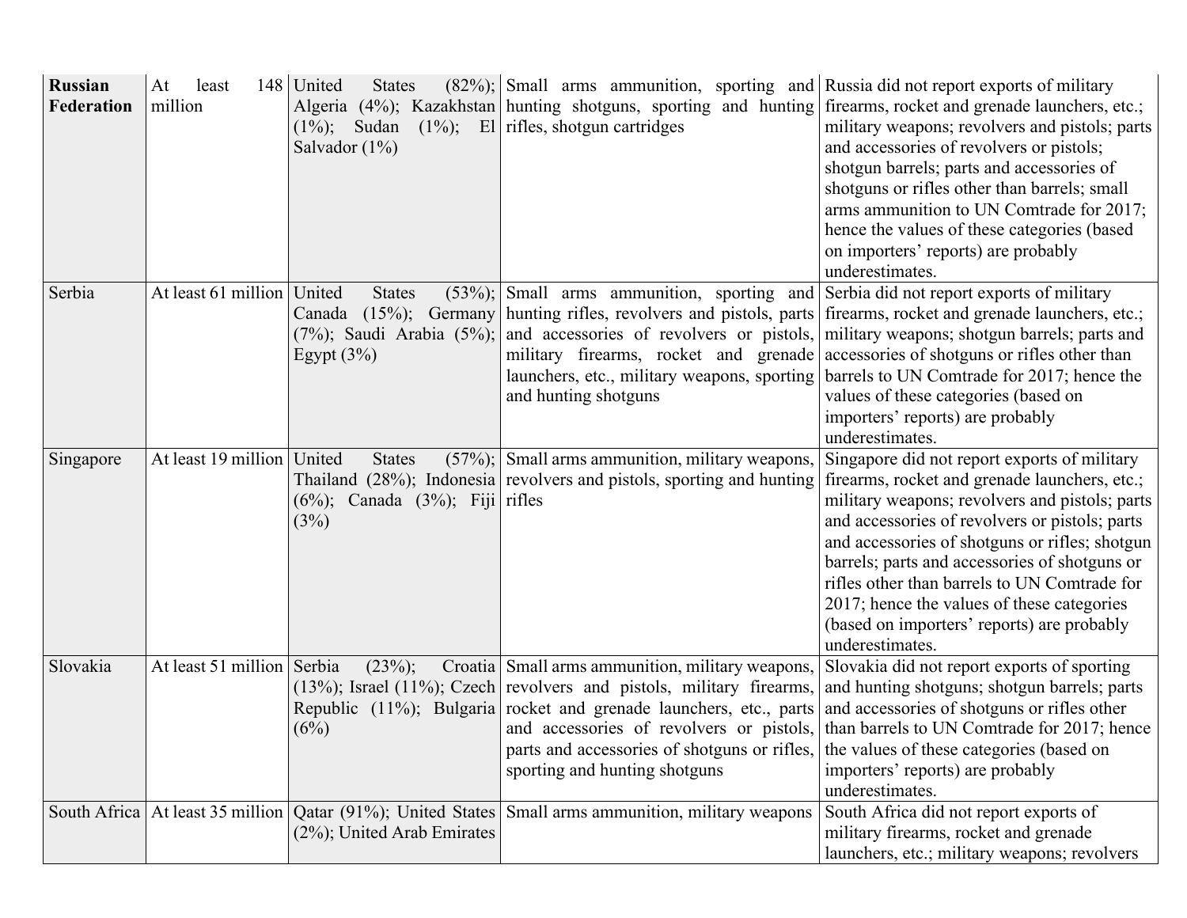| | | | | |
|---|---|---|---|---|
| **Russian Federation** | At least 148 million | United States (82%); Algeria (4%); Kazakhstan (1%); Sudan (1%); El Salvador (1%) | Small arms ammunition, sporting and hunting shotguns, sporting and hunting rifles, shotgun cartridges | Russia did not report exports of military firearms, rocket and grenade launchers, etc.; military weapons; revolvers and pistols; parts and accessories of revolvers or pistols; shotgun barrels; parts and accessories of shotguns or rifles other than barrels; small arms ammunition to UN Comtrade for 2017; hence the values of these categories (based on importers' reports) are probably underestimates. |
| Serbia | At least 61 million | United States (53%); Canada (15%); Germany (7%); Saudi Arabia (5%); Egypt (3%) | Small arms ammunition, sporting and hunting rifles, revolvers and pistols, parts and accessories of revolvers or pistols, military firearms, rocket and grenade launchers, etc., military weapons, sporting and hunting shotguns | Serbia did not report exports of military firearms, rocket and grenade launchers, etc.; military weapons; shotgun barrels; parts and accessories of shotguns or rifles other than barrels to UN Comtrade for 2017; hence the values of these categories (based on importers' reports) are probably underestimates. |
| Singapore | At least 19 million | United States (57%); Thailand (28%); Indonesia (6%); Canada (3%); Fiji (3%) | Small arms ammunition, military weapons, revolvers and pistols, sporting and hunting rifles | Singapore did not report exports of military firearms, rocket and grenade launchers, etc.; military weapons; revolvers and pistols; parts and accessories of revolvers or pistols; parts and accessories of shotguns or rifles; shotgun barrels; parts and accessories of shotguns or rifles other than barrels to UN Comtrade for 2017; hence the values of these categories (based on importers' reports) are probably underestimates. |
| Slovakia | At least 51 million | Serbia (23%); Croatia (13%); Israel (11%); Czech Republic (11%); Bulgaria (6%) | Small arms ammunition, military weapons, revolvers and pistols, military firearms, rocket and grenade launchers, etc., parts and accessories of revolvers or pistols, parts and accessories of shotguns or rifles, sporting and hunting shotguns | Slovakia did not report exports of sporting and hunting shotguns; shotgun barrels; parts and accessories of shotguns or rifles other than barrels to UN Comtrade for 2017; hence the values of these categories (based on importers' reports) are probably underestimates. |
| South Africa | At least 35 million | Qatar (91%); United States (2%); United Arab Emirates | Small arms ammunition, military weapons | South Africa did not report exports of military firearms, rocket and grenade launchers, etc.; military weapons; revolvers |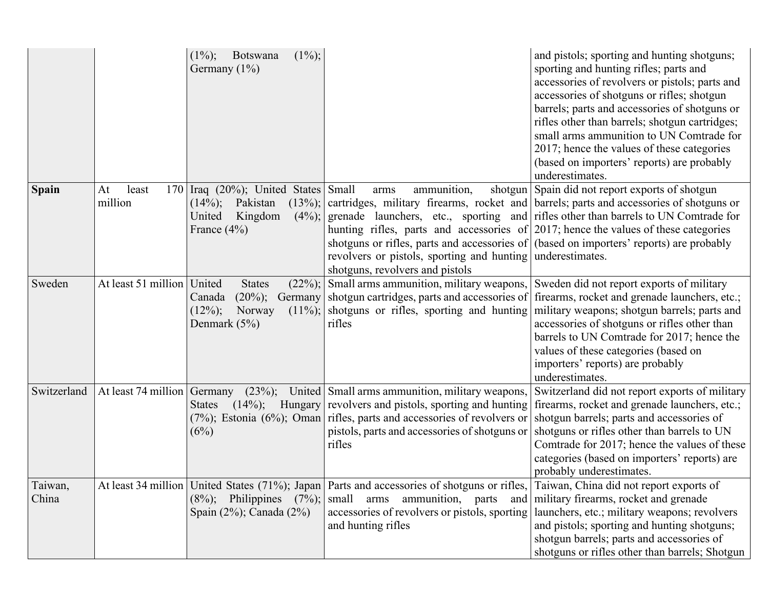| | | | | |
|---|---|---|---|---|
| | | (1%); Botswana (1%); Germany (1%) | | and pistols; sporting and hunting shotguns; sporting and hunting rifles; parts and accessories of revolvers or pistols; parts and accessories of shotguns or rifles; shotgun barrels; parts and accessories of shotguns or rifles other than barrels; shotgun cartridges; small arms ammunition to UN Comtrade for 2017; hence the values of these categories (based on importers' reports) are probably underestimates. |
| **Spain** | At least 170 million | Iraq (20%); United States (14%); Pakistan (13%); United Kingdom (4%); France (4%) | Small arms ammunition, shotgun cartridges, military firearms, rocket and grenade launchers, etc., sporting and hunting rifles, parts and accessories of shotguns or rifles, parts and accessories of revolvers or pistols, sporting and hunting shotguns, revolvers and pistols | Spain did not report exports of shotgun barrels; parts and accessories of shotguns or rifles other than barrels to UN Comtrade for 2017; hence the values of these categories (based on importers' reports) are probably underestimates. |
| Sweden | At least 51 million | United States (22%); Canada (20%); Germany (12%); Norway (11%); Denmark (5%) | Small arms ammunition, military weapons, shotgun cartridges, parts and accessories of shotguns or rifles, sporting and hunting rifles | Sweden did not report exports of military firearms, rocket and grenade launchers, etc.; military weapons; shotgun barrels; parts and accessories of shotguns or rifles other than barrels to UN Comtrade for 2017; hence the values of these categories (based on importers' reports) are probably underestimates. |
| Switzerland | At least 74 million | Germany (23%); United States (14%); Hungary (7%); Estonia (6%); Oman (6%) | Small arms ammunition, military weapons, revolvers and pistols, sporting and hunting rifles, parts and accessories of revolvers or pistols, parts and accessories of shotguns or rifles | Switzerland did not report exports of military firearms, rocket and grenade launchers, etc.; shotgun barrels; parts and accessories of shotguns or rifles other than barrels to UN Comtrade for 2017; hence the values of these categories (based on importers' reports) are probably underestimates. |
| Taiwan, China | At least 34 million | United States (71%); Japan (8%); Philippines (7%); Spain (2%); Canada (2%) | Parts and accessories of shotguns or rifles, small arms ammunition, parts and accessories of revolvers or pistols, sporting and hunting rifles | Taiwan, China did not report exports of military firearms, rocket and grenade launchers, etc.; military weapons; revolvers and pistols; sporting and hunting shotguns; shotgun barrels; parts and accessories of shotguns or rifles other than barrels; Shotgun |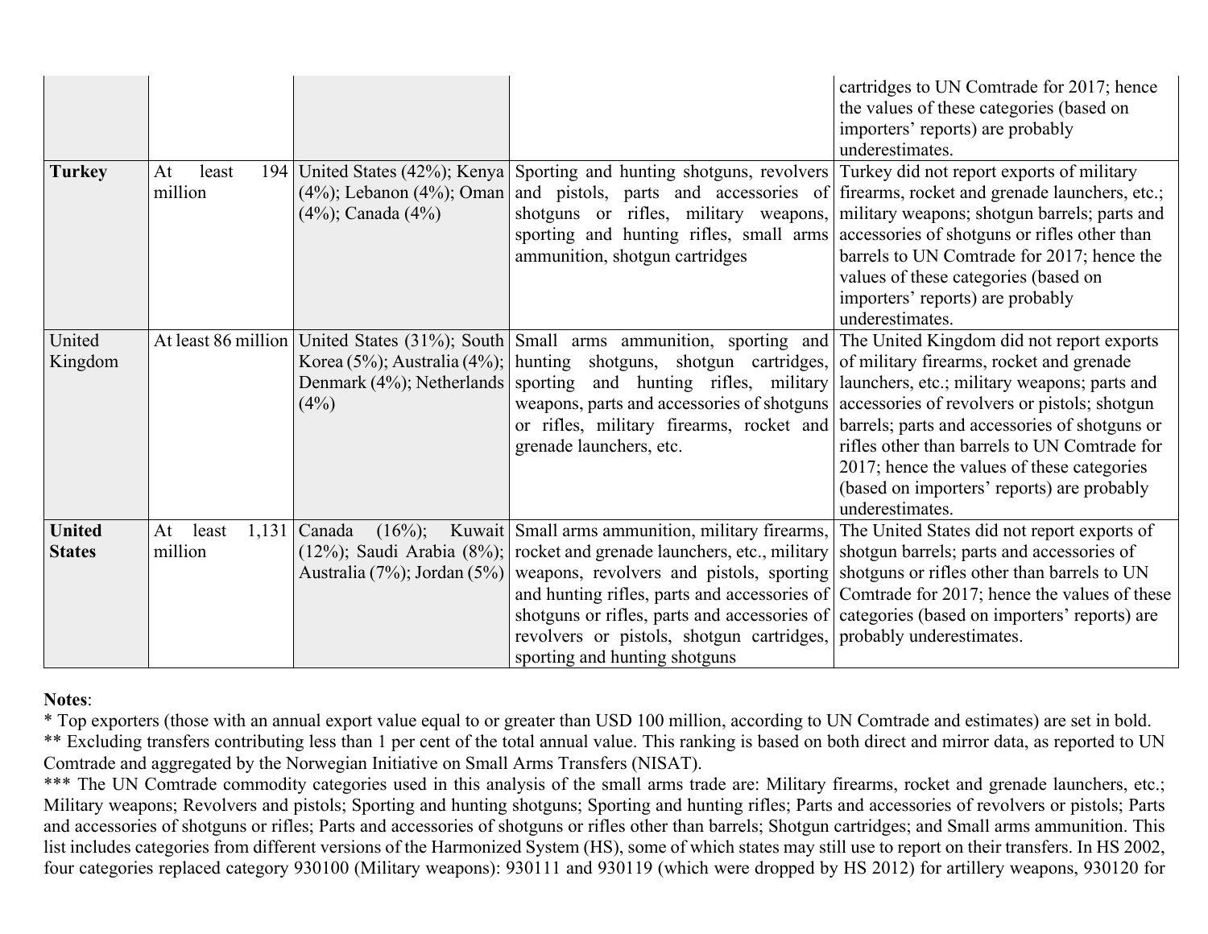| | | | | |
|---|---|---|---|---|
| | | | | cartridges to UN Comtrade for 2017; hence the values of these categories (based on importers' reports) are probably underestimates. |
| **Turkey** | At least 194 million | United States (42%); Kenya (4%); Lebanon (4%); Oman (4%); Canada (4%) | Sporting and hunting shotguns, revolvers and pistols, parts and accessories of shotguns or rifles, military weapons, sporting and hunting rifles, small arms ammunition, shotgun cartridges | Turkey did not report exports of military firearms, rocket and grenade launchers, etc.; military weapons; shotgun barrels; parts and accessories of shotguns or rifles other than barrels to UN Comtrade for 2017; hence the values of these categories (based on importers' reports) are probably underestimates. |
| United Kingdom | At least 86 million | United States (31%); South Korea (5%); Australia (4%); Denmark (4%); Netherlands (4%) | Small arms ammunition, sporting and hunting shotguns, shotgun cartridges, sporting and hunting rifles, military weapons, parts and accessories of shotguns or rifles, military firearms, rocket and grenade launchers, etc. | The United Kingdom did not report exports of military firearms, rocket and grenade launchers, etc.; military weapons; parts and accessories of revolvers or pistols; shotgun barrels; parts and accessories of shotguns or rifles other than barrels to UN Comtrade for 2017; hence the values of these categories (based on importers' reports) are probably underestimates. |
| **United States** | At least 1,131 million | Canada (16%); Kuwait (12%); Saudi Arabia (8%); Australia (7%); Jordan (5%) | Small arms ammunition, military firearms, rocket and grenade launchers, etc., military weapons, revolvers and pistols, sporting and hunting rifles, parts and accessories of shotguns or rifles, parts and accessories of revolvers or pistols, shotgun cartridges, sporting and hunting shotguns | The United States did not report exports of shotgun barrels; parts and accessories of shotguns or rifles other than barrels to UN Comtrade for 2017; hence the values of these categories (based on importers' reports) are probably underestimates. |

**Notes**:

* Top exporters (those with an annual export value equal to or greater than USD 100 million, according to UN Comtrade and estimates) are set in bold.

** Excluding transfers contributing less than 1 per cent of the total annual value. This ranking is based on both direct and mirror data, as reported to UN Comtrade and aggregated by the Norwegian Initiative on Small Arms Transfers (NISAT).

*** The UN Comtrade commodity categories used in this analysis of the small arms trade are: Military firearms, rocket and grenade launchers, etc.; Military weapons; Revolvers and pistols; Sporting and hunting shotguns; Sporting and hunting rifles; Parts and accessories of revolvers or pistols; Parts and accessories of shotguns or rifles; Parts and accessories of shotguns or rifles other than barrels; Shotgun cartridges; and Small arms ammunition. This list includes categories from different versions of the Harmonized System (HS), some of which states may still use to report on their transfers. In HS 2002, four categories replaced category 930100 (Military weapons): 930111 and 930119 (which were dropped by HS 2012) for artillery weapons, 930120 for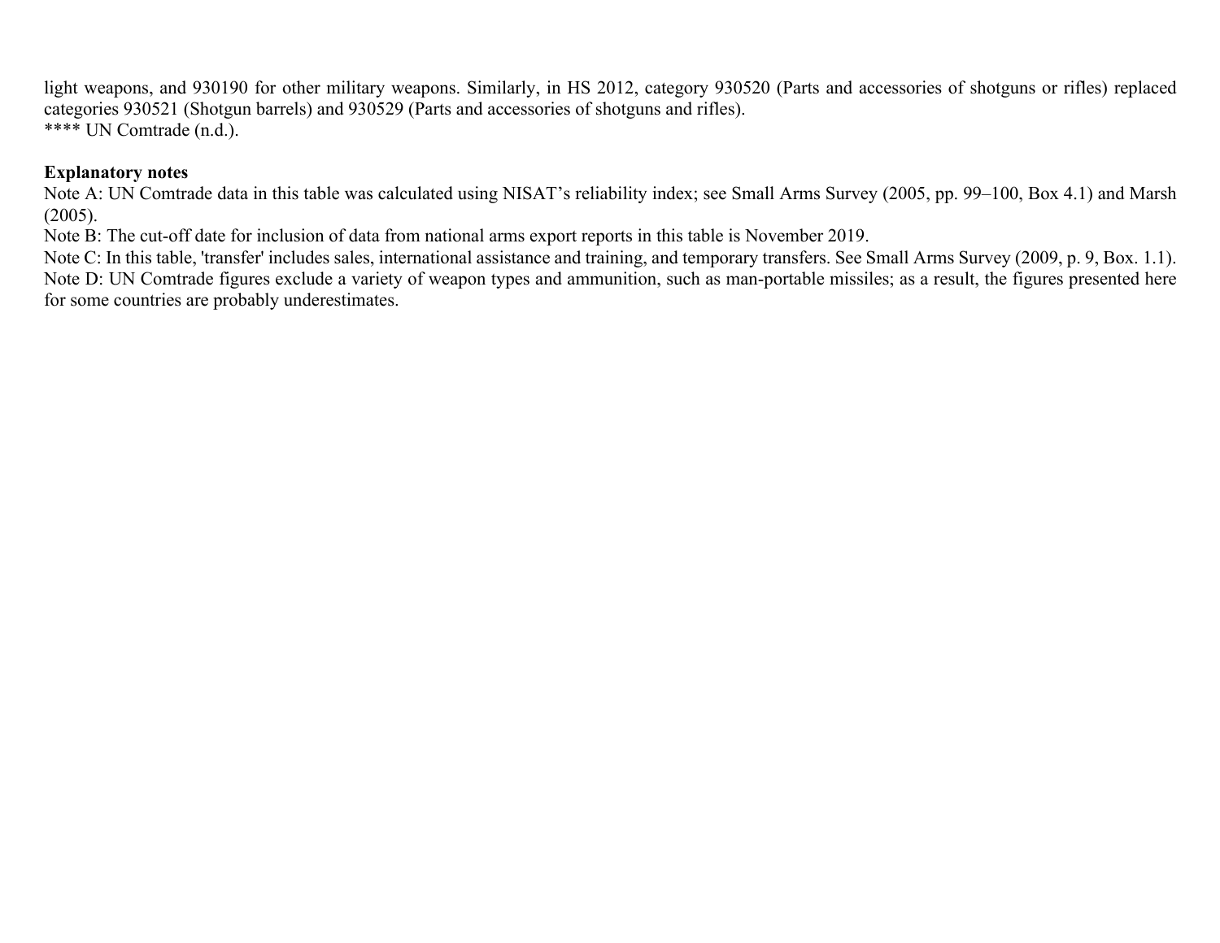light weapons, and 930190 for other military weapons. Similarly, in HS 2012, category 930520 (Parts and accessories of shotguns or rifles) replaced categories 930521 (Shotgun barrels) and 930529 (Parts and accessories of shotguns and rifles).
**** UN Comtrade (n.d.).

**Explanatory notes**
Note A: UN Comtrade data in this table was calculated using NISAT's reliability index; see Small Arms Survey (2005, pp. 99–100, Box 4.1) and Marsh (2005).
Note B: The cut-off date for inclusion of data from national arms export reports in this table is November 2019.
Note C: In this table, 'transfer' includes sales, international assistance and training, and temporary transfers. See Small Arms Survey (2009, p. 9, Box. 1.1).
Note D: UN Comtrade figures exclude a variety of weapon types and ammunition, such as man-portable missiles; as a result, the figures presented here for some countries are probably underestimates.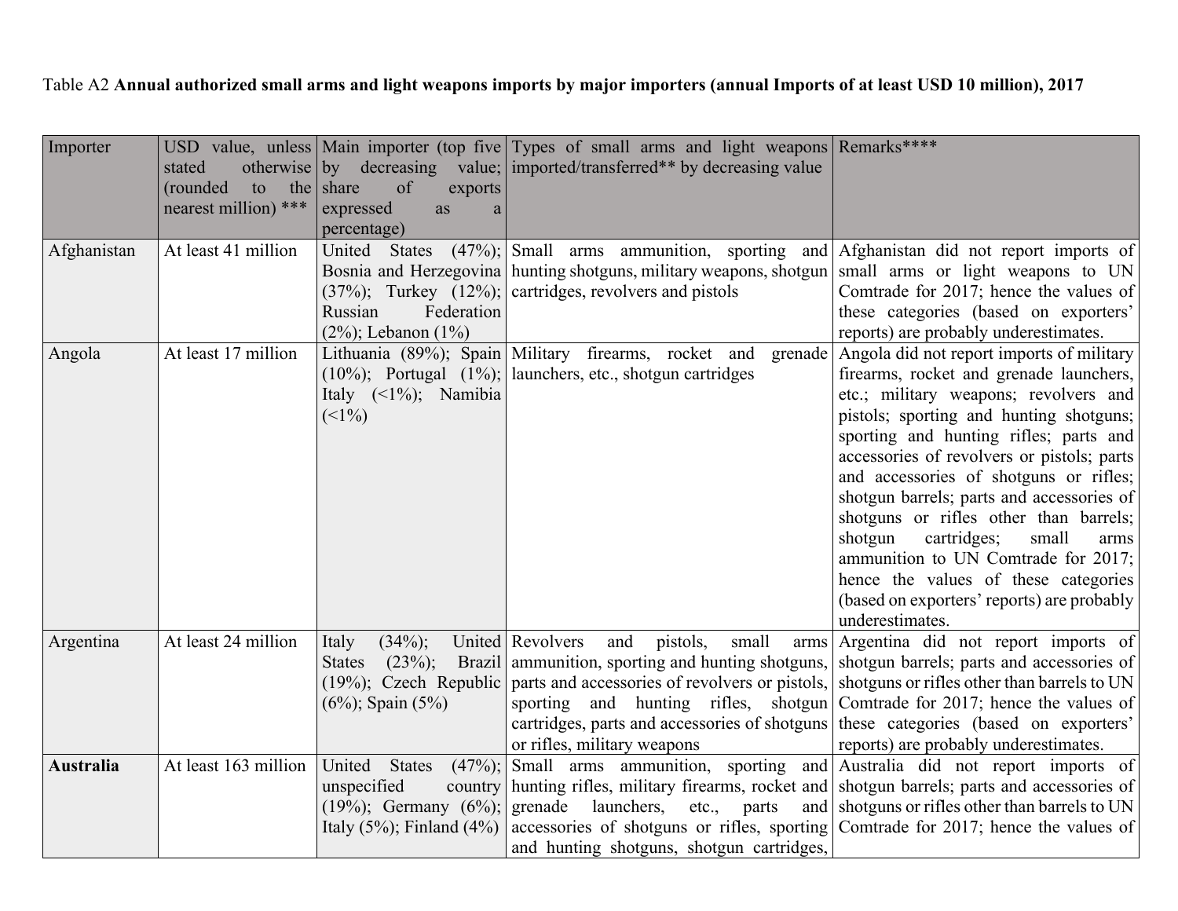Table A2 **Annual authorized small arms and light weapons imports by major importers (annual Imports of at least USD 10 million), 2017**

| Importer | USD value, unless stated otherwise (rounded to the nearest million) *** | Main importer (top five by decreasing value; share of exports expressed as a percentage) | Types of small arms and light weapons imported/transferred** by decreasing value | Remarks**** |
|---|---|---|---|---|
| Afghanistan | At least 41 million | United States (47%); Bosnia and Herzegovina (37%); Turkey (12%); Russian Federation (2%); Lebanon (1%) | Small arms ammunition, sporting and hunting shotguns, military weapons, shotgun cartridges, revolvers and pistols | Afghanistan did not report imports of small arms or light weapons to UN Comtrade for 2017; hence the values of these categories (based on exporters' reports) are probably underestimates. |
| Angola | At least 17 million | Lithuania (89%); Spain (10%); Portugal (1%); Italy (<1%); Namibia (<1%) | Military firearms, rocket and grenade launchers, etc., shotgun cartridges | Angola did not report imports of military firearms, rocket and grenade launchers, etc.; military weapons; revolvers and pistols; sporting and hunting shotguns; sporting and hunting rifles; parts and accessories of revolvers or pistols; parts and accessories of shotguns or rifles; shotgun barrels; parts and accessories of shotguns or rifles other than barrels; shotgun cartridges; small arms ammunition to UN Comtrade for 2017; hence the values of these categories (based on exporters' reports) are probably underestimates. |
| Argentina | At least 24 million | Italy (34%); United States (23%); Brazil (19%); Czech Republic (6%); Spain (5%) | Revolvers and pistols, small arms ammunition, sporting and hunting shotguns, parts and accessories of revolvers or pistols, sporting and hunting rifles, shotgun cartridges, parts and accessories of shotguns or rifles, military weapons | Argentina did not report imports of shotgun barrels; parts and accessories of shotguns or rifles other than barrels to UN Comtrade for 2017; hence the values of these categories (based on exporters' reports) are probably underestimates. |
| **Australia** | At least 163 million | United States (47%); unspecified country (19%); Germany (6%); Italy (5%); Finland (4%) | Small arms ammunition, sporting and hunting rifles, military firearms, rocket and grenade launchers, etc., parts and accessories of shotguns or rifles, sporting and hunting shotguns, shotgun cartridges, | Australia did not report imports of shotgun barrels; parts and accessories of shotguns or rifles other than barrels to UN Comtrade for 2017; hence the values of |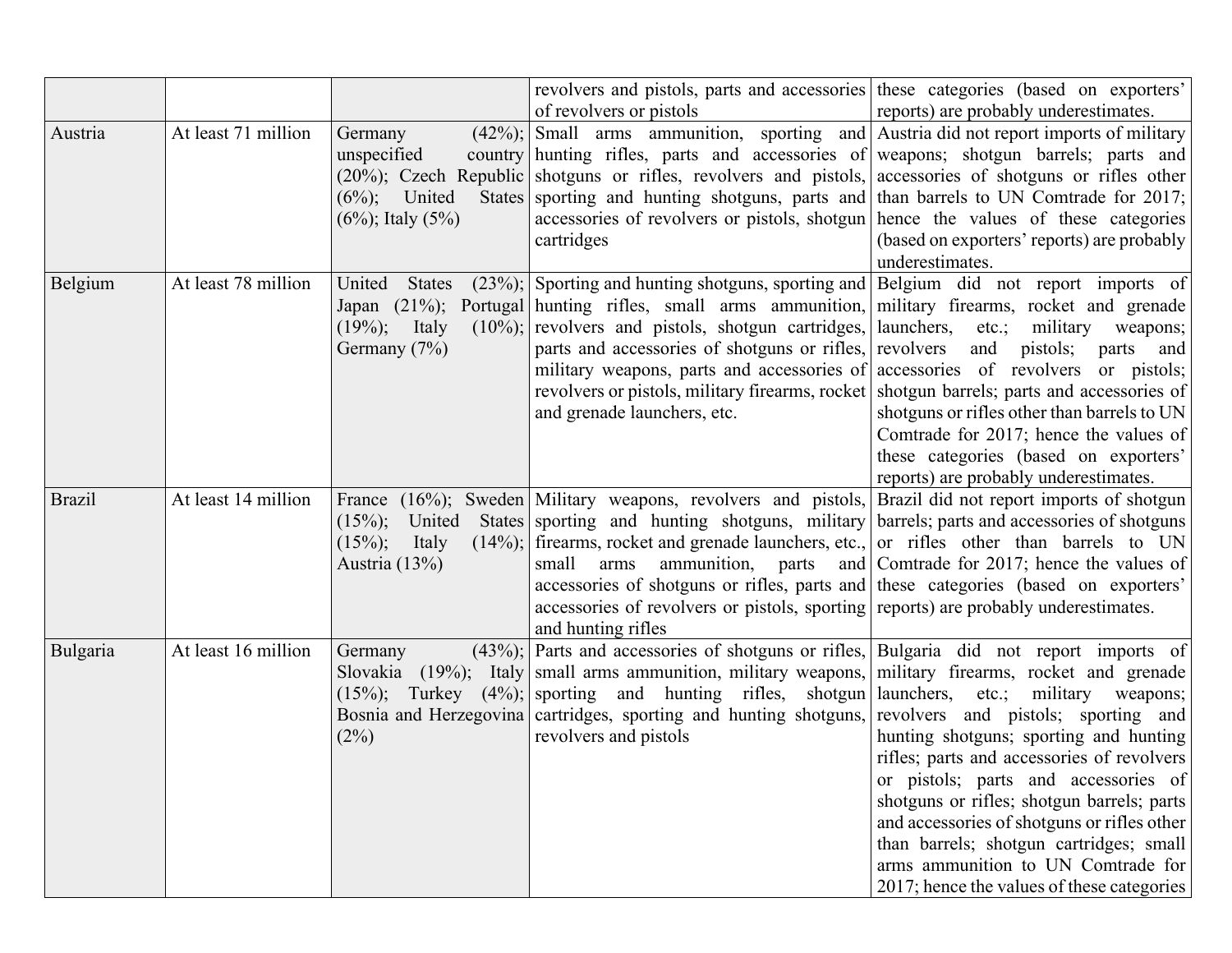| | | | revolvers and pistols, parts and accessories of revolvers or pistols | these categories (based on exporters' reports) are probably underestimates. |
|---|---|---|---|---|
| Austria | At least 71 million | Germany (42%); unspecified country (20%); Czech Republic (6%); United States (6%); Italy (5%) | Small arms ammunition, sporting and hunting rifles, parts and accessories of shotguns or rifles, revolvers and pistols, sporting and hunting shotguns, parts and accessories of revolvers or pistols, shotgun cartridges | Austria did not report imports of military weapons; shotgun barrels; parts and accessories of shotguns or rifles other than barrels to UN Comtrade for 2017; hence the values of these categories (based on exporters' reports) are probably underestimates. |
| Belgium | At least 78 million | United States (23%); Japan (21%); Portugal (19%); Italy (10%); Germany (7%) | Sporting and hunting shotguns, sporting and hunting rifles, small arms ammunition, revolvers and pistols, shotgun cartridges, parts and accessories of shotguns or rifles, military weapons, parts and accessories of revolvers or pistols, military firearms, rocket and grenade launchers, etc. | Belgium did not report imports of military firearms, rocket and grenade launchers, etc.; military weapons; revolvers and pistols; parts and accessories of revolvers or pistols; shotgun barrels; parts and accessories of shotguns or rifles other than barrels to UN Comtrade for 2017; hence the values of these categories (based on exporters' reports) are probably underestimates. |
| Brazil | At least 14 million | France (16%); Sweden (15%); United States (15%); Italy (14%); Austria (13%) | Military weapons, revolvers and pistols, sporting and hunting shotguns, military firearms, rocket and grenade launchers, etc., small arms ammunition, parts and accessories of shotguns or rifles, parts and accessories of revolvers or pistols, sporting and hunting rifles | Brazil did not report imports of shotgun barrels; parts and accessories of shotguns or rifles other than barrels to UN Comtrade for 2017; hence the values of these categories (based on exporters' reports) are probably underestimates. |
| Bulgaria | At least 16 million | Germany (43%); Slovakia (19%); Italy (15%); Turkey (4%); Bosnia and Herzegovina (2%) | Parts and accessories of shotguns or rifles, small arms ammunition, military weapons, sporting and hunting rifles, shotgun cartridges, sporting and hunting shotguns, revolvers and pistols | Bulgaria did not report imports of military firearms, rocket and grenade launchers, etc.; military weapons; revolvers and pistols; sporting and hunting shotguns; sporting and hunting rifles; parts and accessories of revolvers or pistols; parts and accessories of shotguns or rifles; shotgun barrels; parts and accessories of shotguns or rifles other than barrels; shotgun cartridges; small arms ammunition to UN Comtrade for 2017; hence the values of these categories |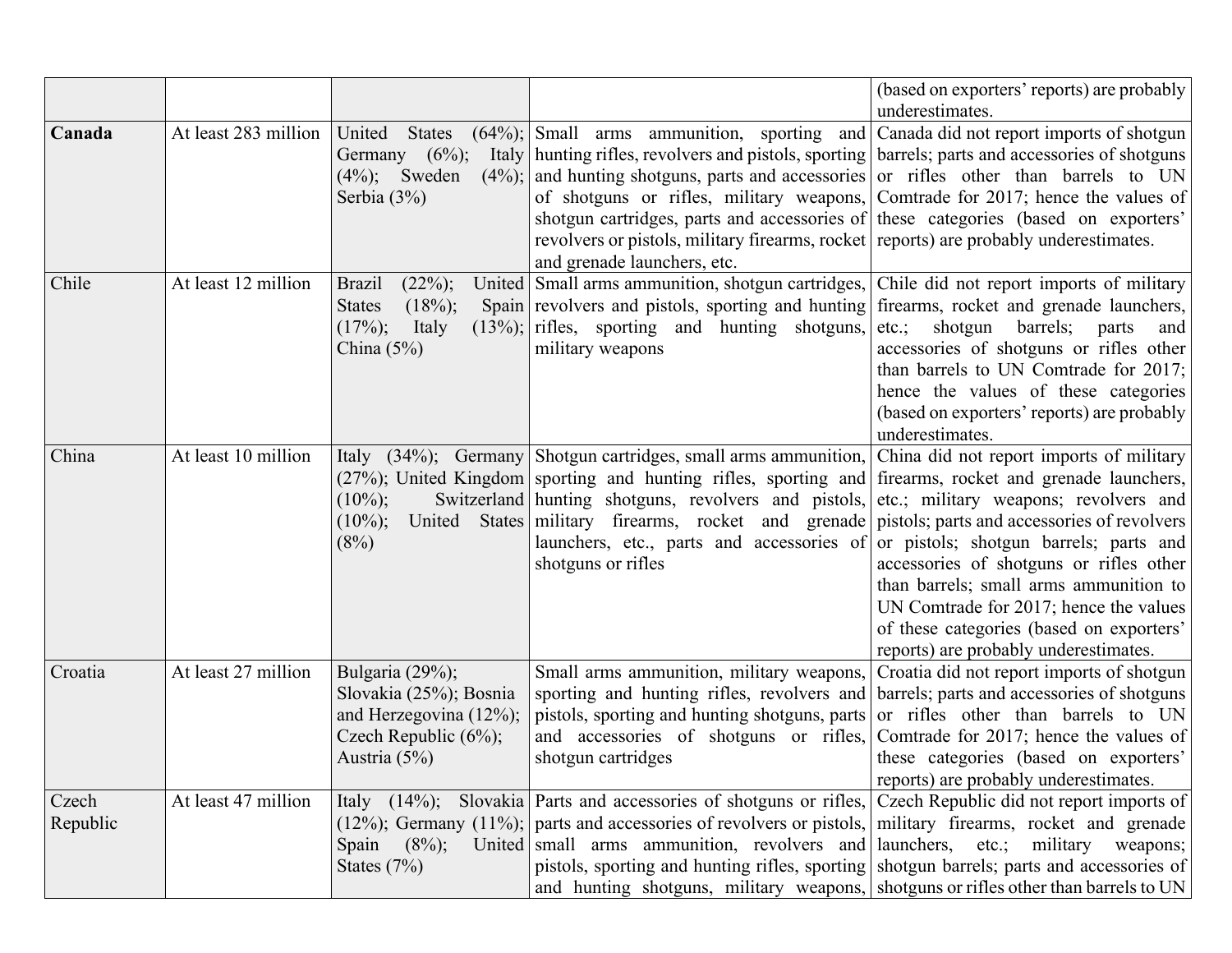| | | | | |
|---|---|---|---|---|
| | | | | (based on exporters' reports) are probably underestimates. |
| **Canada** | At least 283 million | United States (64%); Germany (6%); Italy (4%); Sweden (4%); Serbia (3%) | Small arms ammunition, sporting and hunting rifles, revolvers and pistols, sporting and hunting shotguns, parts and accessories of shotguns or rifles, military weapons, shotgun cartridges, parts and accessories of revolvers or pistols, military firearms, rocket and grenade launchers, etc. | Canada did not report imports of shotgun barrels; parts and accessories of shotguns or rifles other than barrels to UN Comtrade for 2017; hence the values of these categories (based on exporters' reports) are probably underestimates. |
| Chile | At least 12 million | Brazil (22%); United States (18%); Spain (17%); Italy (13%); China (5%) | Small arms ammunition, shotgun cartridges, revolvers and pistols, sporting and hunting rifles, sporting and hunting shotguns, military weapons | Chile did not report imports of military firearms, rocket and grenade launchers, etc.; shotgun barrels; parts and accessories of shotguns or rifles other than barrels to UN Comtrade for 2017; hence the values of these categories (based on exporters' reports) are probably underestimates. |
| China | At least 10 million | Italy (34%); Germany (27%); United Kingdom (10%); Switzerland (10%); United States (8%) | Shotgun cartridges, small arms ammunition, sporting and hunting rifles, sporting and hunting shotguns, revolvers and pistols, military firearms, rocket and grenade launchers, etc., parts and accessories of shotguns or rifles | China did not report imports of military firearms, rocket and grenade launchers, etc.; military weapons; revolvers and pistols; parts and accessories of revolvers or pistols; shotgun barrels; parts and accessories of shotguns or rifles other than barrels; small arms ammunition to UN Comtrade for 2017; hence the values of these categories (based on exporters' reports) are probably underestimates. |
| Croatia | At least 27 million | Bulgaria (29%); Slovakia (25%); Bosnia and Herzegovina (12%); Czech Republic (6%); Austria (5%) | Small arms ammunition, military weapons, sporting and hunting rifles, revolvers and pistols, sporting and hunting shotguns, parts and accessories of shotguns or rifles, shotgun cartridges | Croatia did not report imports of shotgun barrels; parts and accessories of shotguns or rifles other than barrels to UN Comtrade for 2017; hence the values of these categories (based on exporters' reports) are probably underestimates. |
| Czech Republic | At least 47 million | Italy (14%); Slovakia (12%); Germany (11%); Spain (8%); United States (7%) | Parts and accessories of shotguns or rifles, parts and accessories of revolvers or pistols, small arms ammunition, revolvers and pistols, sporting and hunting rifles, sporting and hunting shotguns, military weapons, | Czech Republic did not report imports of military firearms, rocket and grenade launchers, etc.; military weapons; shotgun barrels; parts and accessories of shotguns or rifles other than barrels to UN |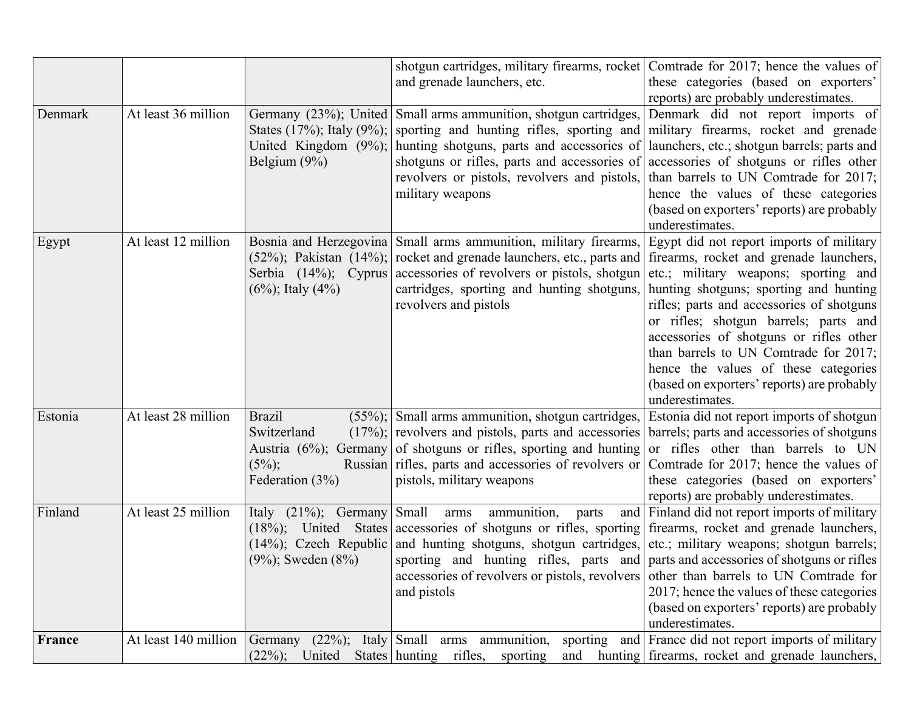|  |  |  | shotgun cartridges, military firearms, rocket and grenade launchers, etc. | Comtrade for 2017; hence the values of these categories (based on exporters' reports) are probably underestimates. |
|---|---|---|---|---|
| Denmark | At least 36 million | Germany (23%); United States (17%); Italy (9%); United Kingdom (9%); Belgium (9%) | Small arms ammunition, shotgun cartridges, sporting and hunting rifles, sporting and hunting shotguns, parts and accessories of shotguns or rifles, parts and accessories of revolvers or pistols, revolvers and pistols, military weapons | Denmark did not report imports of military firearms, rocket and grenade launchers, etc.; shotgun barrels; parts and accessories of shotguns or rifles other than barrels to UN Comtrade for 2017; hence the values of these categories (based on exporters' reports) are probably underestimates. |
| Egypt | At least 12 million | Bosnia and Herzegovina (52%); Pakistan (14%); Serbia (14%); Cyprus (6%); Italy (4%) | Small arms ammunition, military firearms, rocket and grenade launchers, etc., parts and accessories of revolvers or pistols, shotgun cartridges, sporting and hunting shotguns, revolvers and pistols | Egypt did not report imports of military firearms, rocket and grenade launchers, etc.; military weapons; sporting and hunting shotguns; sporting and hunting rifles; parts and accessories of shotguns or rifles; shotgun barrels; parts and accessories of shotguns or rifles other than barrels to UN Comtrade for 2017; hence the values of these categories (based on exporters' reports) are probably underestimates. |
| Estonia | At least 28 million | Brazil (55%); Switzerland (17%); Austria (6%); Germany (5%); Russian Federation (3%) | Small arms ammunition, shotgun cartridges, revolvers and pistols, parts and accessories of shotguns or rifles, sporting and hunting rifles, parts and accessories of revolvers or pistols, military weapons | Estonia did not report imports of shotgun barrels; parts and accessories of shotguns or rifles other than barrels to UN Comtrade for 2017; hence the values of these categories (based on exporters' reports) are probably underestimates. |
| Finland | At least 25 million | Italy (21%); Germany (18%); United States (14%); Czech Republic (9%); Sweden (8%) | Small arms ammunition, parts and accessories of shotguns or rifles, sporting and hunting shotguns, shotgun cartridges, sporting and hunting rifles, parts and accessories of revolvers or pistols, revolvers and pistols | Finland did not report imports of military firearms, rocket and grenade launchers, etc.; military weapons; shotgun barrels; parts and accessories of shotguns or rifles other than barrels to UN Comtrade for 2017; hence the values of these categories (based on exporters' reports) are probably underestimates. |
| **France** | At least 140 million | Germany (22%); Italy (22%); United States | Small arms ammunition, sporting and hunting rifles, sporting and hunting | France did not report imports of military firearms, rocket and grenade launchers, |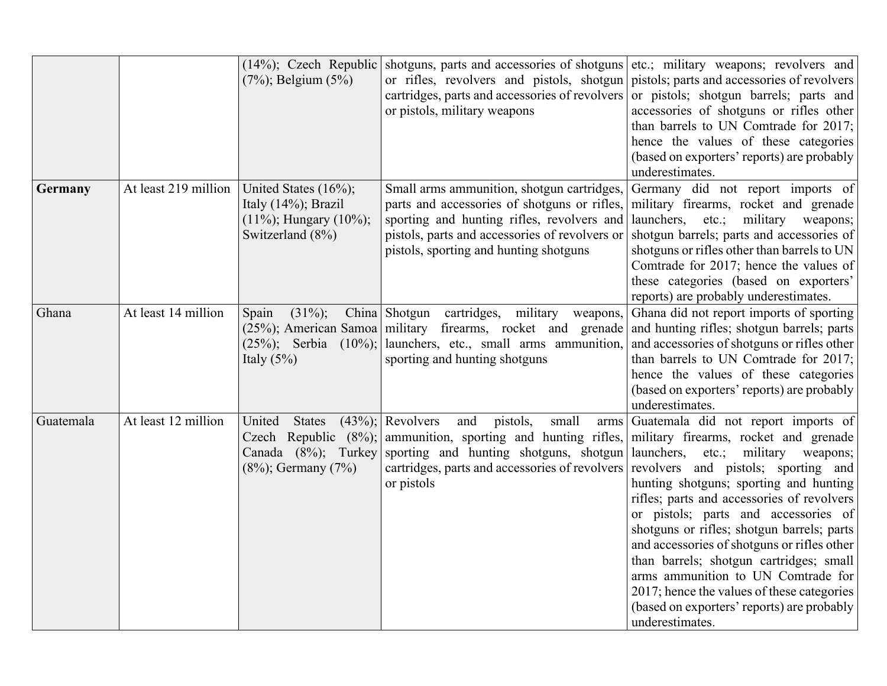| | | | | |
|---|---|---|---|---|
| | | (14%); Czech Republic (7%); Belgium (5%) | shotguns, parts and accessories of shotguns or rifles, revolvers and pistols, shotgun cartridges, parts and accessories of revolvers or pistols, military weapons | etc.; military weapons; revolvers and pistols; parts and accessories of revolvers or pistols; shotgun barrels; parts and accessories of shotguns or rifles other than barrels to UN Comtrade for 2017; hence the values of these categories (based on exporters' reports) are probably underestimates. |
| **Germany** | At least 219 million | United States (16%); Italy (14%); Brazil (11%); Hungary (10%); Switzerland (8%) | Small arms ammunition, shotgun cartridges, parts and accessories of shotguns or rifles, sporting and hunting rifles, revolvers and pistols, parts and accessories of revolvers or pistols, sporting and hunting shotguns | Germany did not report imports of military firearms, rocket and grenade launchers, etc.; military weapons; shotgun barrels; parts and accessories of shotguns or rifles other than barrels to UN Comtrade for 2017; hence the values of these categories (based on exporters' reports) are probably underestimates. |
| Ghana | At least 14 million | Spain (31%); China (25%); American Samoa (25%); Serbia (10%); Italy (5%) | Shotgun cartridges, military weapons, military firearms, rocket and grenade launchers, etc., small arms ammunition, sporting and hunting shotguns | Ghana did not report imports of sporting and hunting rifles; shotgun barrels; parts and accessories of shotguns or rifles other than barrels to UN Comtrade for 2017; hence the values of these categories (based on exporters' reports) are probably underestimates. |
| Guatemala | At least 12 million | United States (43%); Czech Republic (8%); Canada (8%); Turkey (8%); Germany (7%) | Revolvers and pistols, small arms ammunition, sporting and hunting rifles, sporting and hunting shotguns, shotgun cartridges, parts and accessories of revolvers or pistols | Guatemala did not report imports of military firearms, rocket and grenade launchers, etc.; military weapons; revolvers and pistols; sporting and hunting shotguns; sporting and hunting rifles; parts and accessories of revolvers or pistols; parts and accessories of shotguns or rifles; shotgun barrels; parts and accessories of shotguns or rifles other than barrels; shotgun cartridges; small arms ammunition to UN Comtrade for 2017; hence the values of these categories (based on exporters' reports) are probably underestimates. |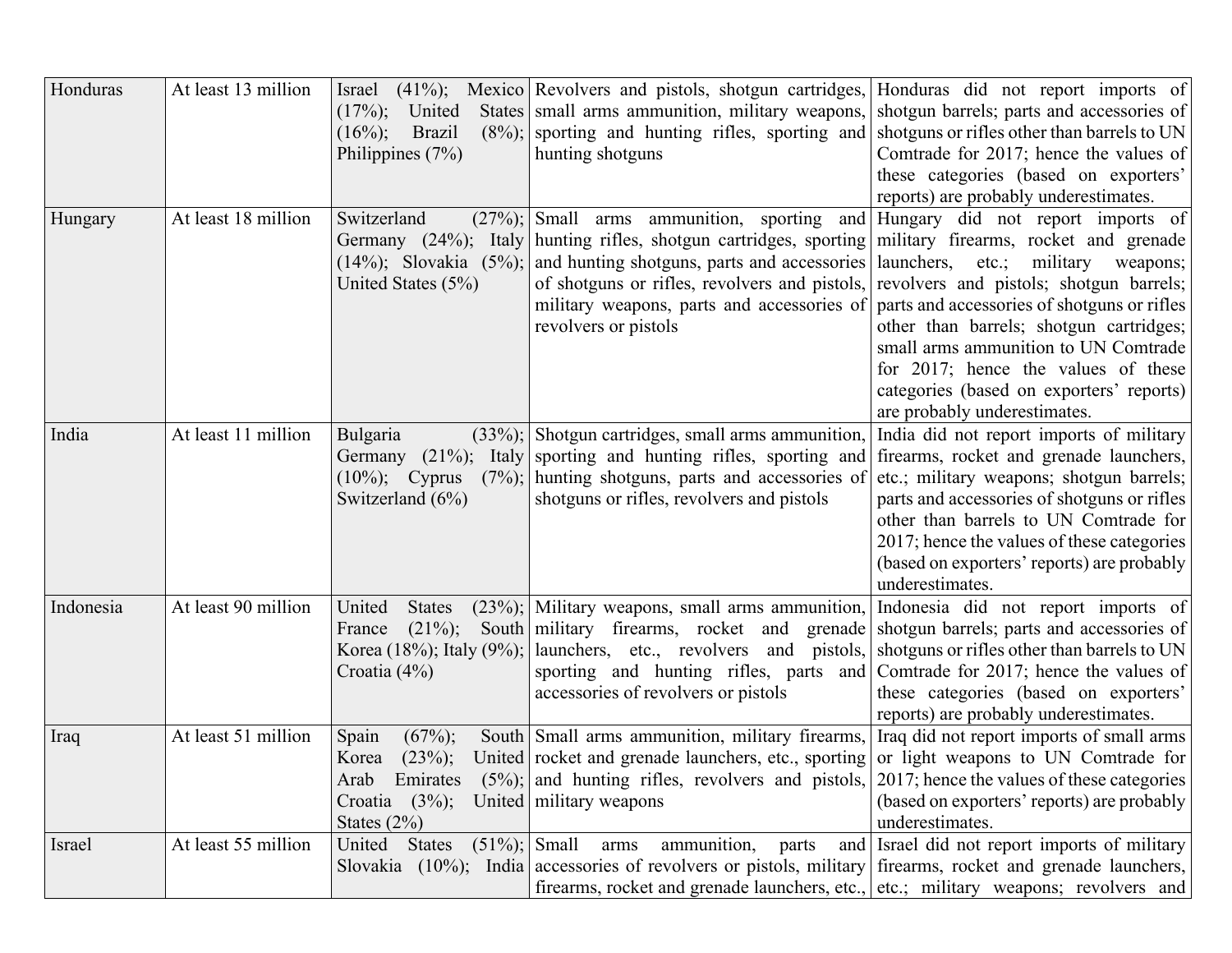| Honduras | At least 13 million | Israel (41%); Mexico (17%); United States (16%); Brazil (8%); Philippines (7%) | Revolvers and pistols, shotgun cartridges, small arms ammunition, military weapons, sporting and hunting rifles, sporting and hunting shotguns | Honduras did not report imports of shotgun barrels; parts and accessories of shotguns or rifles other than barrels to UN Comtrade for 2017; hence the values of these categories (based on exporters' reports) are probably underestimates. |
|---|---|---|---|---|
| Hungary | At least 18 million | Switzerland (27%); Germany (24%); Italy (14%); Slovakia (5%); United States (5%) | Small arms ammunition, sporting and hunting rifles, shotgun cartridges, sporting and hunting shotguns, parts and accessories of shotguns or rifles, revolvers and pistols, military weapons, parts and accessories of revolvers or pistols | Hungary did not report imports of military firearms, rocket and grenade launchers, etc.; military weapons; revolvers and pistols; shotgun barrels; parts and accessories of shotguns or rifles other than barrels; shotgun cartridges; small arms ammunition to UN Comtrade for 2017; hence the values of these categories (based on exporters' reports) are probably underestimates. |
| India | At least 11 million | Bulgaria (33%); Germany (21%); Italy (10%); Cyprus (7%); Switzerland (6%) | Shotgun cartridges, small arms ammunition, sporting and hunting rifles, sporting and hunting shotguns, parts and accessories of shotguns or rifles, revolvers and pistols | India did not report imports of military firearms, rocket and grenade launchers, etc.; military weapons; shotgun barrels; parts and accessories of shotguns or rifles other than barrels to UN Comtrade for 2017; hence the values of these categories (based on exporters' reports) are probably underestimates. |
| Indonesia | At least 90 million | United States (23%); France (21%); South Korea (18%); Italy (9%); Croatia (4%) | Military weapons, small arms ammunition, military firearms, rocket and grenade launchers, etc., revolvers and pistols, sporting and hunting rifles, parts and accessories of revolvers or pistols | Indonesia did not report imports of shotgun barrels; parts and accessories of shotguns or rifles other than barrels to UN Comtrade for 2017; hence the values of these categories (based on exporters' reports) are probably underestimates. |
| Iraq | At least 51 million | Spain (67%); South Korea (23%); United Arab Emirates (5%); Croatia (3%); United States (2%) | Small arms ammunition, military firearms, rocket and grenade launchers, etc., sporting and hunting rifles, revolvers and pistols, military weapons | Iraq did not report imports of small arms or light weapons to UN Comtrade for 2017; hence the values of these categories (based on exporters' reports) are probably underestimates. |
| Israel | At least 55 million | United States (51%); Slovakia (10%); India | Small arms ammunition, parts and accessories of revolvers or pistols, military firearms, rocket and grenade launchers, etc., | Israel did not report imports of military firearms, rocket and grenade launchers, etc.; military weapons; revolvers and |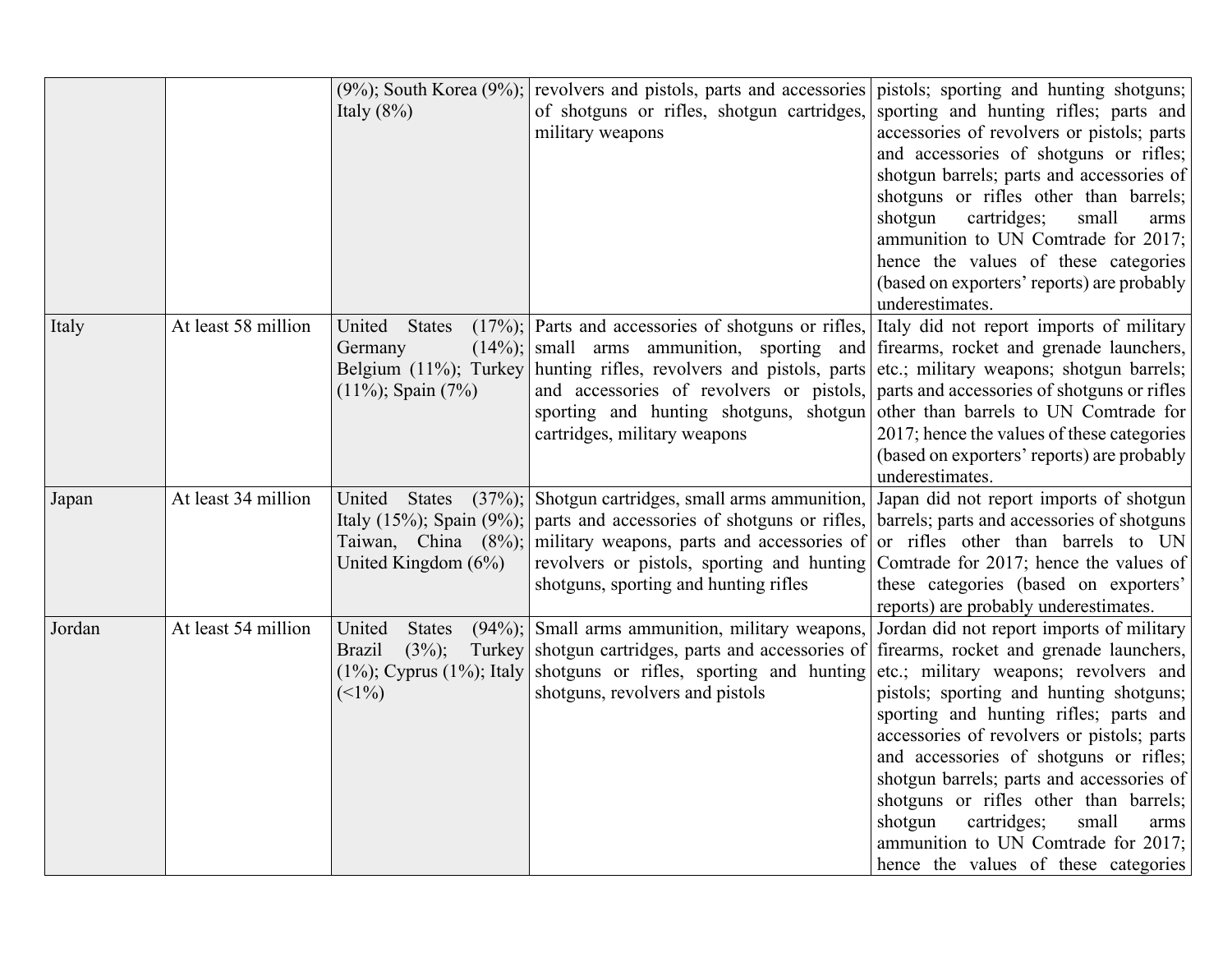| | | | | |
|---|---|---|---|---|
| | | (9%); South Korea (9%); Italy (8%) | revolvers and pistols, parts and accessories of shotguns or rifles, shotgun cartridges, military weapons | pistols; sporting and hunting shotguns; sporting and hunting rifles; parts and accessories of revolvers or pistols; parts and accessories of shotguns or rifles; shotgun barrels; parts and accessories of shotguns or rifles other than barrels; shotgun cartridges; small arms ammunition to UN Comtrade for 2017; hence the values of these categories (based on exporters' reports) are probably underestimates. |
| Italy | At least 58 million | United States (17%); Germany (14%); Belgium (11%); Turkey (11%); Spain (7%) | Parts and accessories of shotguns or rifles, small arms ammunition, sporting and hunting rifles, revolvers and pistols, parts and accessories of revolvers or pistols, sporting and hunting shotguns, shotgun cartridges, military weapons | Italy did not report imports of military firearms, rocket and grenade launchers, etc.; military weapons; shotgun barrels; parts and accessories of shotguns or rifles other than barrels to UN Comtrade for 2017; hence the values of these categories (based on exporters' reports) are probably underestimates. |
| Japan | At least 34 million | United States (37%); Italy (15%); Spain (9%); Taiwan, China (8%); United Kingdom (6%) | Shotgun cartridges, small arms ammunition, parts and accessories of shotguns or rifles, military weapons, parts and accessories of revolvers or pistols, sporting and hunting shotguns, sporting and hunting rifles | Japan did not report imports of shotgun barrels; parts and accessories of shotguns or rifles other than barrels to UN Comtrade for 2017; hence the values of these categories (based on exporters' reports) are probably underestimates. |
| Jordan | At least 54 million | United States (94%); Brazil (3%); Turkey (1%); Cyprus (1%); Italy (<1%) | Small arms ammunition, military weapons, shotgun cartridges, parts and accessories of shotguns or rifles, sporting and hunting shotguns, revolvers and pistols | Jordan did not report imports of military firearms, rocket and grenade launchers, etc.; military weapons; revolvers and pistols; sporting and hunting shotguns; sporting and hunting rifles; parts and accessories of revolvers or pistols; parts and accessories of shotguns or rifles; shotgun barrels; parts and accessories of shotguns or rifles other than barrels; shotgun cartridges; small arms ammunition to UN Comtrade for 2017; hence the values of these categories |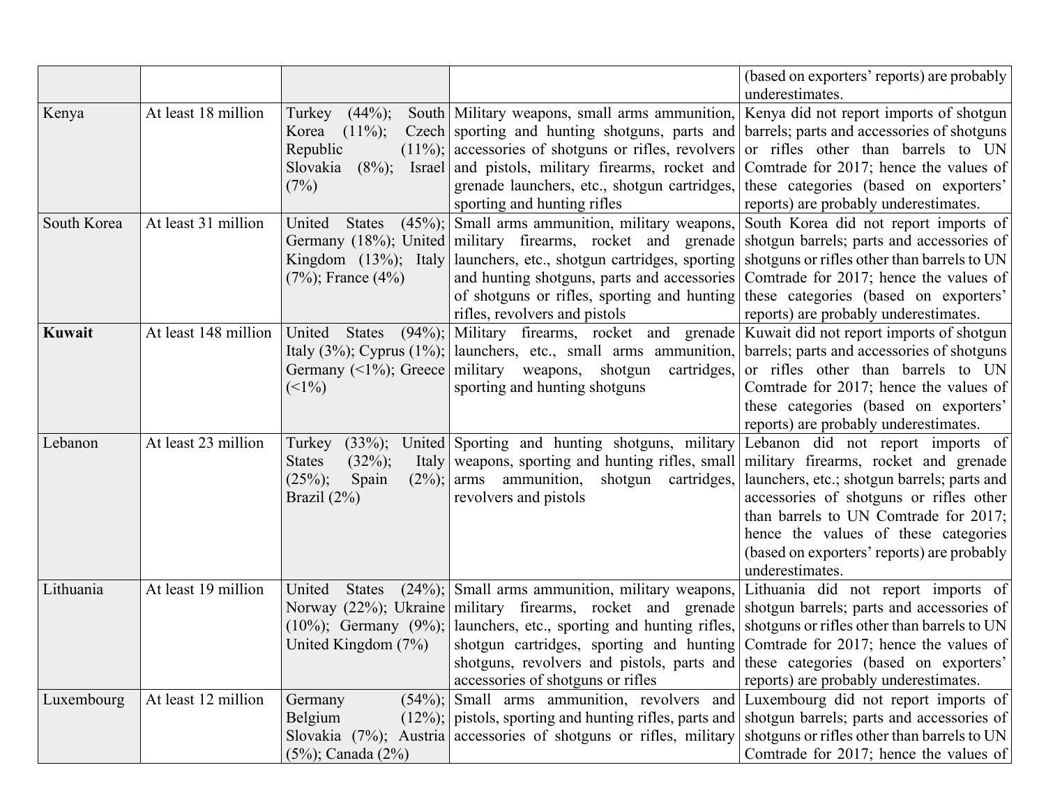| | | | | (based on exporters' reports) are probably underestimates. |
|---|---|---|---|---|
| Kenya | At least 18 million | Turkey (44%); South Korea (11%); Czech Republic (11%); Slovakia (8%); Israel (7%) | Military weapons, small arms ammunition, sporting and hunting shotguns, parts and accessories of shotguns or rifles, revolvers and pistols, military firearms, rocket and grenade launchers, etc., shotgun cartridges, sporting and hunting rifles | Kenya did not report imports of shotgun barrels; parts and accessories of shotguns or rifles other than barrels to UN Comtrade for 2017; hence the values of these categories (based on exporters' reports) are probably underestimates. |
| South Korea | At least 31 million | United States (45%); Germany (18%); United Kingdom (13%); Italy (7%); France (4%) | Small arms ammunition, military weapons, military firearms, rocket and grenade launchers, etc., shotgun cartridges, sporting and hunting shotguns, parts and accessories of shotguns or rifles, sporting and hunting rifles, revolvers and pistols | South Korea did not report imports of shotgun barrels; parts and accessories of shotguns or rifles other than barrels to UN Comtrade for 2017; hence the values of these categories (based on exporters' reports) are probably underestimates. |
| **Kuwait** | At least 148 million | United States (94%); Italy (3%); Cyprus (1%); Germany (<1%); Greece (<1%) | Military firearms, rocket and grenade launchers, etc., small arms ammunition, military weapons, shotgun cartridges, sporting and hunting shotguns | Kuwait did not report imports of shotgun barrels; parts and accessories of shotguns or rifles other than barrels to UN Comtrade for 2017; hence the values of these categories (based on exporters' reports) are probably underestimates. |
| Lebanon | At least 23 million | Turkey (33%); United States (32%); Italy (25%); Spain (2%); Brazil (2%) | Sporting and hunting shotguns, military weapons, sporting and hunting rifles, small arms ammunition, shotgun cartridges, revolvers and pistols | Lebanon did not report imports of military firearms, rocket and grenade launchers, etc.; shotgun barrels; parts and accessories of shotguns or rifles other than barrels to UN Comtrade for 2017; hence the values of these categories (based on exporters' reports) are probably underestimates. |
| Lithuania | At least 19 million | United States (24%); Norway (22%); Ukraine (10%); Germany (9%); United Kingdom (7%) | Small arms ammunition, military weapons, military firearms, rocket and grenade launchers, etc., sporting and hunting rifles, shotgun cartridges, sporting and hunting shotguns, revolvers and pistols, parts and accessories of shotguns or rifles | Lithuania did not report imports of shotgun barrels; parts and accessories of shotguns or rifles other than barrels to UN Comtrade for 2017; hence the values of these categories (based on exporters' reports) are probably underestimates. |
| Luxembourg | At least 12 million | Germany (54%); Belgium (12%); Slovakia (7%); Austria (5%); Canada (2%) | Small arms ammunition, revolvers and pistols, sporting and hunting rifles, parts and accessories of shotguns or rifles, military | Luxembourg did not report imports of shotgun barrels; parts and accessories of shotguns or rifles other than barrels to UN Comtrade for 2017; hence the values of |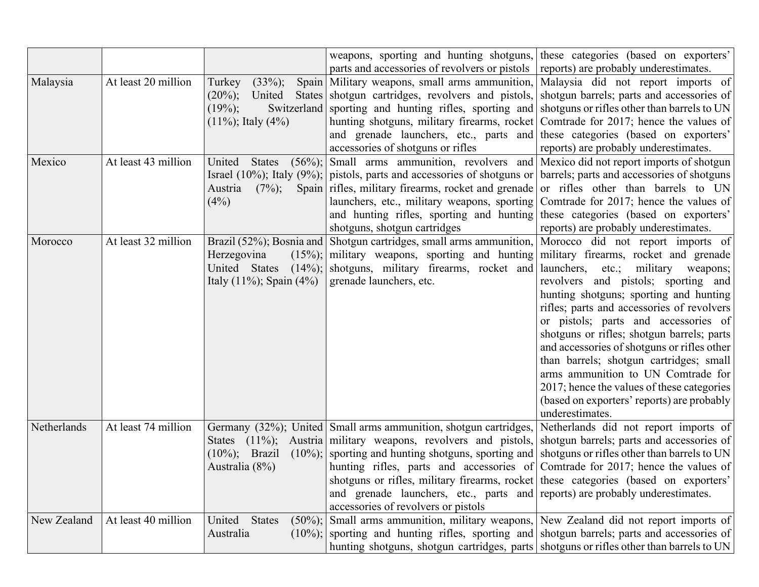| | | | weapons, sporting and hunting shotguns, parts and accessories of revolvers or pistols | these categories (based on exporters' reports) are probably underestimates. |
|---|---|---|---|---|
| Malaysia | At least 20 million | Turkey (33%); Spain (20%); United States (19%); Switzerland (11%); Italy (4%) | Military weapons, small arms ammunition, shotgun cartridges, revolvers and pistols, sporting and hunting rifles, sporting and hunting shotguns, military firearms, rocket and grenade launchers, etc., parts and accessories of shotguns or rifles | Malaysia did not report imports of shotgun barrels; parts and accessories of shotguns or rifles other than barrels to UN Comtrade for 2017; hence the values of these categories (based on exporters' reports) are probably underestimates. |
| Mexico | At least 43 million | United States (56%); Israel (10%); Italy (9%); Austria (7%); Spain (4%) | Small arms ammunition, revolvers and pistols, parts and accessories of shotguns or rifles, military firearms, rocket and grenade launchers, etc., military weapons, sporting and hunting rifles, sporting and hunting shotguns, shotgun cartridges | Mexico did not report imports of shotgun barrels; parts and accessories of shotguns or rifles other than barrels to UN Comtrade for 2017; hence the values of these categories (based on exporters' reports) are probably underestimates. |
| Morocco | At least 32 million | Brazil (52%); Bosnia and Herzegovina (15%); United States (14%); Italy (11%); Spain (4%) | Shotgun cartridges, small arms ammunition, military weapons, sporting and hunting shotguns, military firearms, rocket and grenade launchers, etc. | Morocco did not report imports of military firearms, rocket and grenade launchers, etc.; military weapons; revolvers and pistols; sporting and hunting shotguns; sporting and hunting rifles; parts and accessories of revolvers or pistols; parts and accessories of shotguns or rifles; shotgun barrels; parts and accessories of shotguns or rifles other than barrels; shotgun cartridges; small arms ammunition to UN Comtrade for 2017; hence the values of these categories (based on exporters' reports) are probably underestimates. |
| Netherlands | At least 74 million | Germany (32%); United States (11%); Austria (10%); Brazil (10%); Australia (8%) | Small arms ammunition, shotgun cartridges, military weapons, revolvers and pistols, sporting and hunting shotguns, sporting and hunting rifles, parts and accessories of shotguns or rifles, military firearms, rocket and grenade launchers, etc., parts and accessories of revolvers or pistols | Netherlands did not report imports of shotgun barrels; parts and accessories of shotguns or rifles other than barrels to UN Comtrade for 2017; hence the values of these categories (based on exporters' reports) are probably underestimates. |
| New Zealand | At least 40 million | United States (50%); Australia (10%); | Small arms ammunition, military weapons, sporting and hunting rifles, sporting and hunting shotguns, shotgun cartridges, parts | New Zealand did not report imports of shotgun barrels; parts and accessories of shotguns or rifles other than barrels to UN |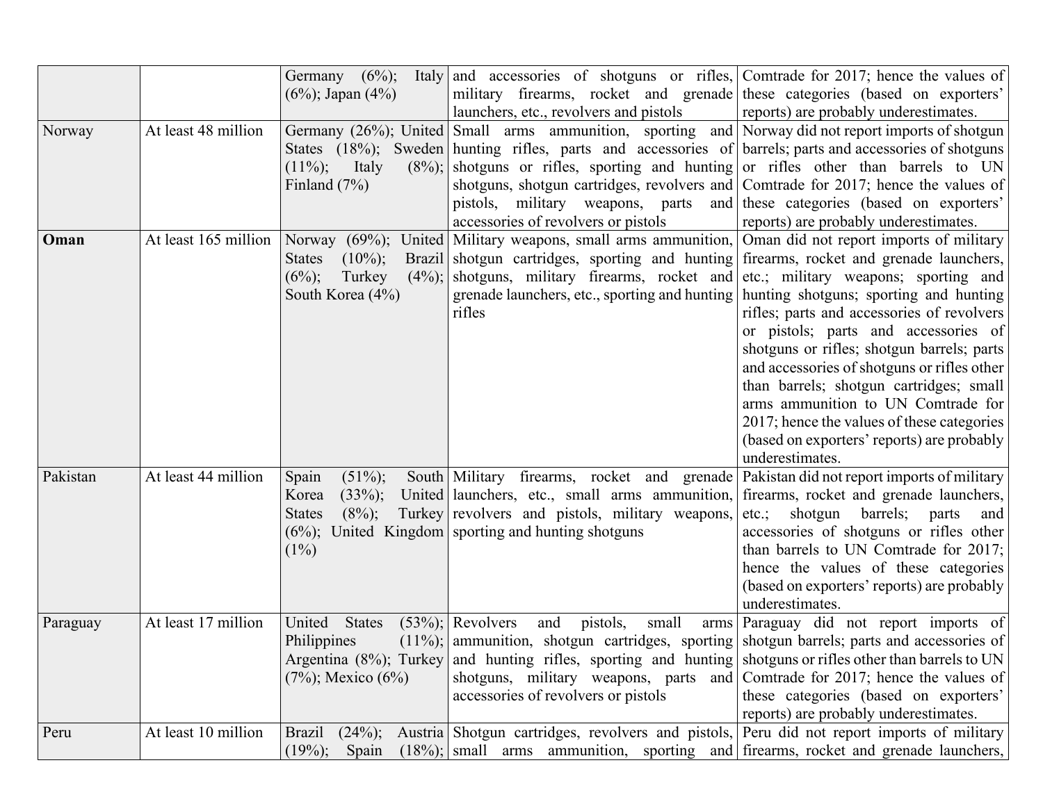| | | | | |
|---|---|---|---|---|
| | | Germany (6%); Italy (6%); Japan (4%) | and accessories of shotguns or rifles, military firearms, rocket and grenade launchers, etc., revolvers and pistols | Comtrade for 2017; hence the values of these categories (based on exporters' reports) are probably underestimates. |
| Norway | At least 48 million | Germany (26%); United States (18%); Sweden (11%); Italy (8%); Finland (7%) | Small arms ammunition, sporting and hunting rifles, parts and accessories of shotguns or rifles, sporting and hunting shotguns, shotgun cartridges, revolvers and pistols, military weapons, parts and accessories of revolvers or pistols | Norway did not report imports of shotgun barrels; parts and accessories of shotguns or rifles other than barrels to UN Comtrade for 2017; hence the values of these categories (based on exporters' reports) are probably underestimates. |
| **Oman** | At least 165 million | Norway (69%); United States (10%); Brazil (6%); Turkey (4%); South Korea (4%) | Military weapons, small arms ammunition, shotgun cartridges, sporting and hunting shotguns, military firearms, rocket and grenade launchers, etc., sporting and hunting rifles | Oman did not report imports of military firearms, rocket and grenade launchers, etc.; military weapons; sporting and hunting shotguns; sporting and hunting rifles; parts and accessories of revolvers or pistols; parts and accessories of shotguns or rifles; shotgun barrels; parts and accessories of shotguns or rifles other than barrels; shotgun cartridges; small arms ammunition to UN Comtrade for 2017; hence the values of these categories (based on exporters' reports) are probably underestimates. |
| Pakistan | At least 44 million | Spain (51%); South Korea (33%); United States (8%); Turkey (6%); United Kingdom (1%) | Military firearms, rocket and grenade launchers, etc., small arms ammunition, revolvers and pistols, military weapons, sporting and hunting shotguns | Pakistan did not report imports of military firearms, rocket and grenade launchers, etc.; shotgun barrels; parts and accessories of shotguns or rifles other than barrels to UN Comtrade for 2017; hence the values of these categories (based on exporters' reports) are probably underestimates. |
| Paraguay | At least 17 million | United States (53%); Philippines (11%); Argentina (8%); Turkey (7%); Mexico (6%) | Revolvers and pistols, small arms ammunition, shotgun cartridges, sporting and hunting rifles, sporting and hunting shotguns, military weapons, parts and accessories of revolvers or pistols | Paraguay did not report imports of shotgun barrels; parts and accessories of shotguns or rifles other than barrels to UN Comtrade for 2017; hence the values of these categories (based on exporters' reports) are probably underestimates. |
| Peru | At least 10 million | Brazil (24%); Austria (19%); Spain (18%); | Shotgun cartridges, revolvers and pistols, small arms ammunition, sporting and | Peru did not report imports of military firearms, rocket and grenade launchers, |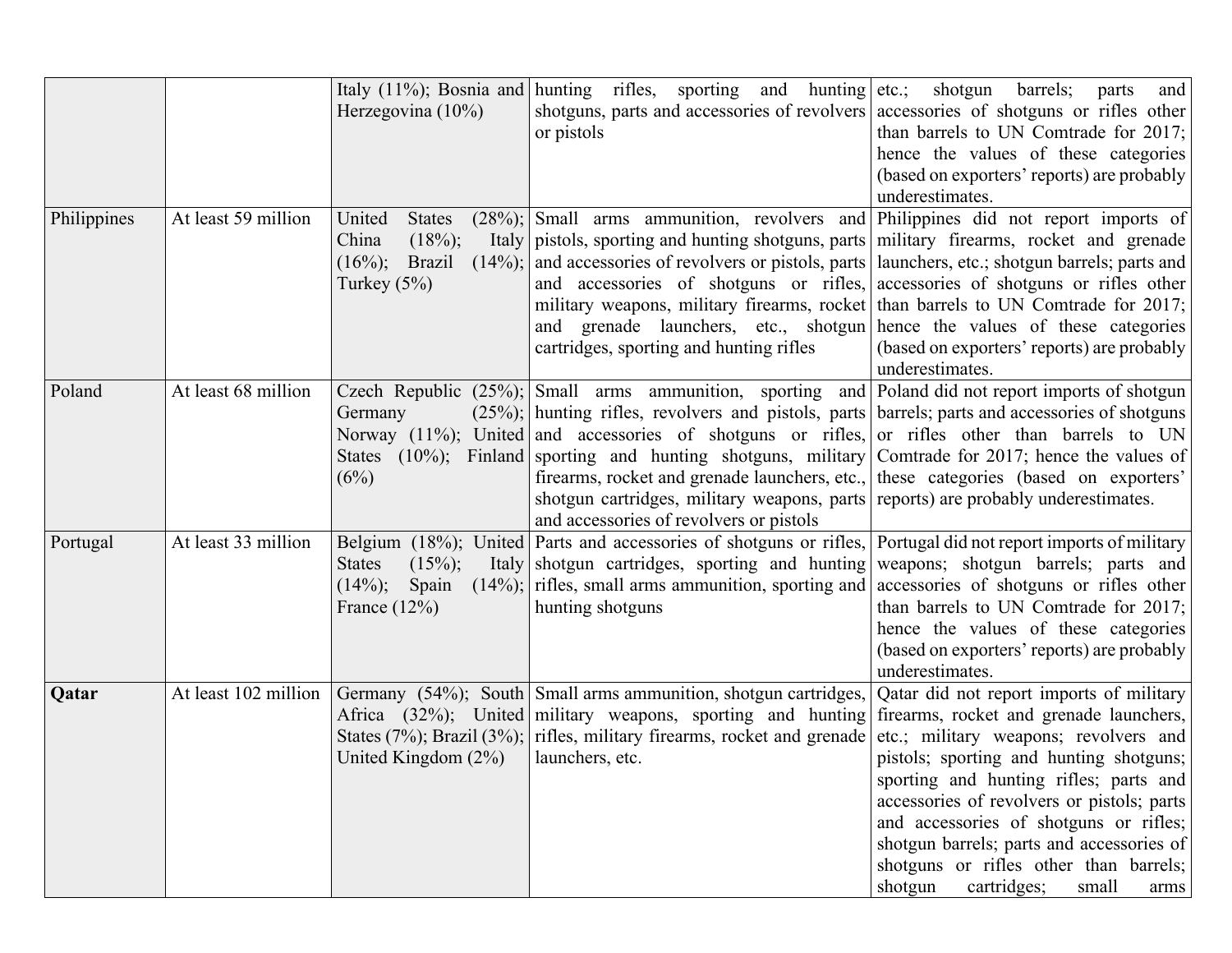| | | | | |
|---|---|---|---|---|
| | | Italy (11%); Bosnia and Herzegovina (10%) | hunting rifles, sporting and hunting shotguns, parts and accessories of revolvers or pistols | etc.; shotgun barrels; parts and accessories of shotguns or rifles other than barrels to UN Comtrade for 2017; hence the values of these categories (based on exporters' reports) are probably underestimates. |
| Philippines | At least 59 million | United States (28%); China (18%); Italy (16%); Brazil (14%); Turkey (5%) | Small arms ammunition, revolvers and pistols, sporting and hunting shotguns, parts and accessories of revolvers or pistols, parts and accessories of shotguns or rifles, military weapons, military firearms, rocket and grenade launchers, etc., shotgun cartridges, sporting and hunting rifles | Philippines did not report imports of military firearms, rocket and grenade launchers, etc.; shotgun barrels; parts and accessories of shotguns or rifles other than barrels to UN Comtrade for 2017; hence the values of these categories (based on exporters' reports) are probably underestimates. |
| Poland | At least 68 million | Czech Republic (25%); Germany (25%); Norway (11%); United States (10%); Finland (6%) | Small arms ammunition, sporting and hunting rifles, revolvers and pistols, parts and accessories of shotguns or rifles, sporting and hunting shotguns, military firearms, rocket and grenade launchers, etc., shotgun cartridges, military weapons, parts and accessories of revolvers or pistols | Poland did not report imports of shotgun barrels; parts and accessories of shotguns or rifles other than barrels to UN Comtrade for 2017; hence the values of these categories (based on exporters' reports) are probably underestimates. |
| Portugal | At least 33 million | Belgium (18%); United States (15%); Italy (14%); Spain (14%); France (12%) | Parts and accessories of shotguns or rifles, shotgun cartridges, sporting and hunting rifles, small arms ammunition, sporting and hunting shotguns | Portugal did not report imports of military weapons; shotgun barrels; parts and accessories of shotguns or rifles other than barrels to UN Comtrade for 2017; hence the values of these categories (based on exporters' reports) are probably underestimates. |
| **Qatar** | At least 102 million | Germany (54%); South Africa (32%); United States (7%); Brazil (3%); United Kingdom (2%) | Small arms ammunition, shotgun cartridges, military weapons, sporting and hunting rifles, military firearms, rocket and grenade launchers, etc. | Qatar did not report imports of military firearms, rocket and grenade launchers, etc.; military weapons; revolvers and pistols; sporting and hunting shotguns; sporting and hunting rifles; parts and accessories of revolvers or pistols; parts and accessories of shotguns or rifles; shotgun barrels; parts and accessories of shotguns or rifles other than barrels; shotgun cartridges; small arms |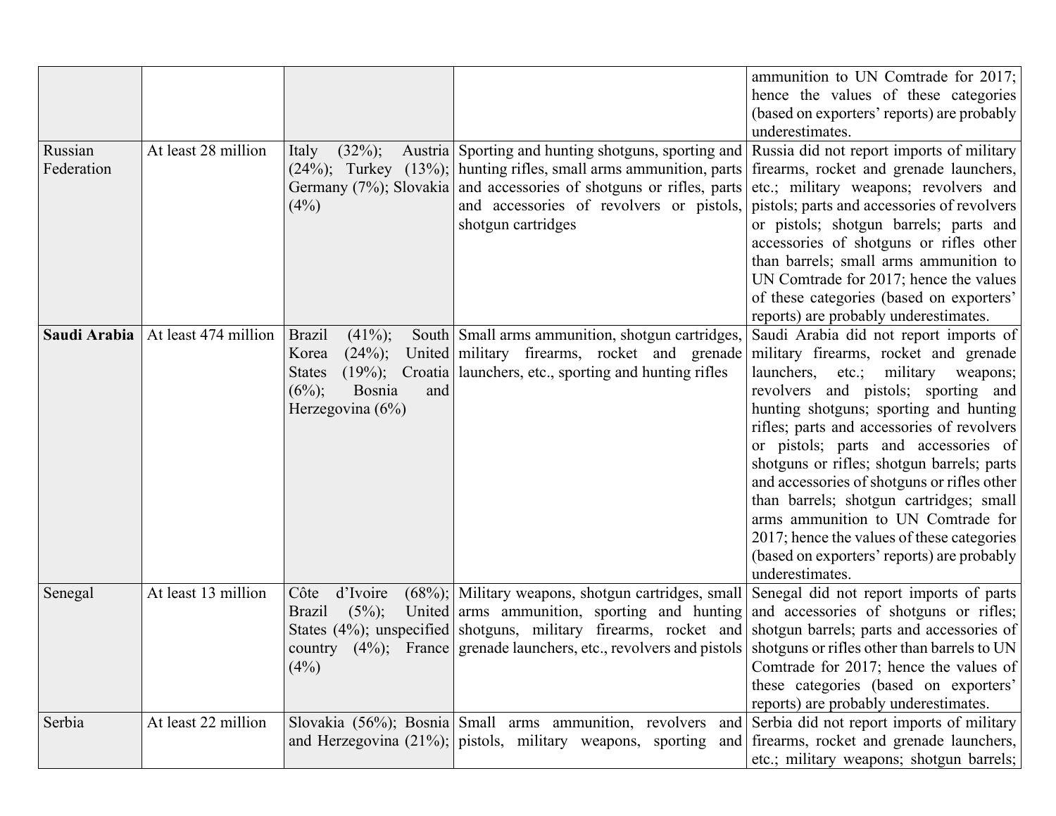| | | | | |
|---|---|---|---|---|
| | | | | ammunition to UN Comtrade for 2017; hence the values of these categories (based on exporters' reports) are probably underestimates. |
| Russian Federation | At least 28 million | Italy (32%); Austria (24%); Turkey (13%); Germany (7%); Slovakia (4%) | Sporting and hunting shotguns, sporting and hunting rifles, small arms ammunition, parts and accessories of shotguns or rifles, parts and accessories of revolvers or pistols, shotgun cartridges | Russia did not report imports of military firearms, rocket and grenade launchers, etc.; military weapons; revolvers and pistols; parts and accessories of revolvers or pistols; shotgun barrels; parts and accessories of shotguns or rifles other than barrels; small arms ammunition to UN Comtrade for 2017; hence the values of these categories (based on exporters' reports) are probably underestimates. |
| **Saudi Arabia** | At least 474 million | Brazil (41%); South Korea (24%); United States (19%); Croatia (6%); Bosnia and Herzegovina (6%) | Small arms ammunition, shotgun cartridges, military firearms, rocket and grenade launchers, etc., sporting and hunting rifles | Saudi Arabia did not report imports of military firearms, rocket and grenade launchers, etc.; military weapons; revolvers and pistols; sporting and hunting shotguns; sporting and hunting rifles; parts and accessories of revolvers or pistols; parts and accessories of shotguns or rifles; shotgun barrels; parts and accessories of shotguns or rifles other than barrels; shotgun cartridges; small arms ammunition to UN Comtrade for 2017; hence the values of these categories (based on exporters' reports) are probably underestimates. |
| Senegal | At least 13 million | Côte d'Ivoire (68%); Brazil (5%); United States (4%); unspecified country (4%); France (4%) | Military weapons, shotgun cartridges, small arms ammunition, sporting and hunting shotguns, military firearms, rocket and grenade launchers, etc., revolvers and pistols | Senegal did not report imports of parts and accessories of shotguns or rifles; shotgun barrels; parts and accessories of shotguns or rifles other than barrels to UN Comtrade for 2017; hence the values of these categories (based on exporters' reports) are probably underestimates. |
| Serbia | At least 22 million | Slovakia (56%); Bosnia and Herzegovina (21%); | Small arms ammunition, revolvers and pistols, military weapons, sporting and | Serbia did not report imports of military firearms, rocket and grenade launchers, etc.; military weapons; shotgun barrels; |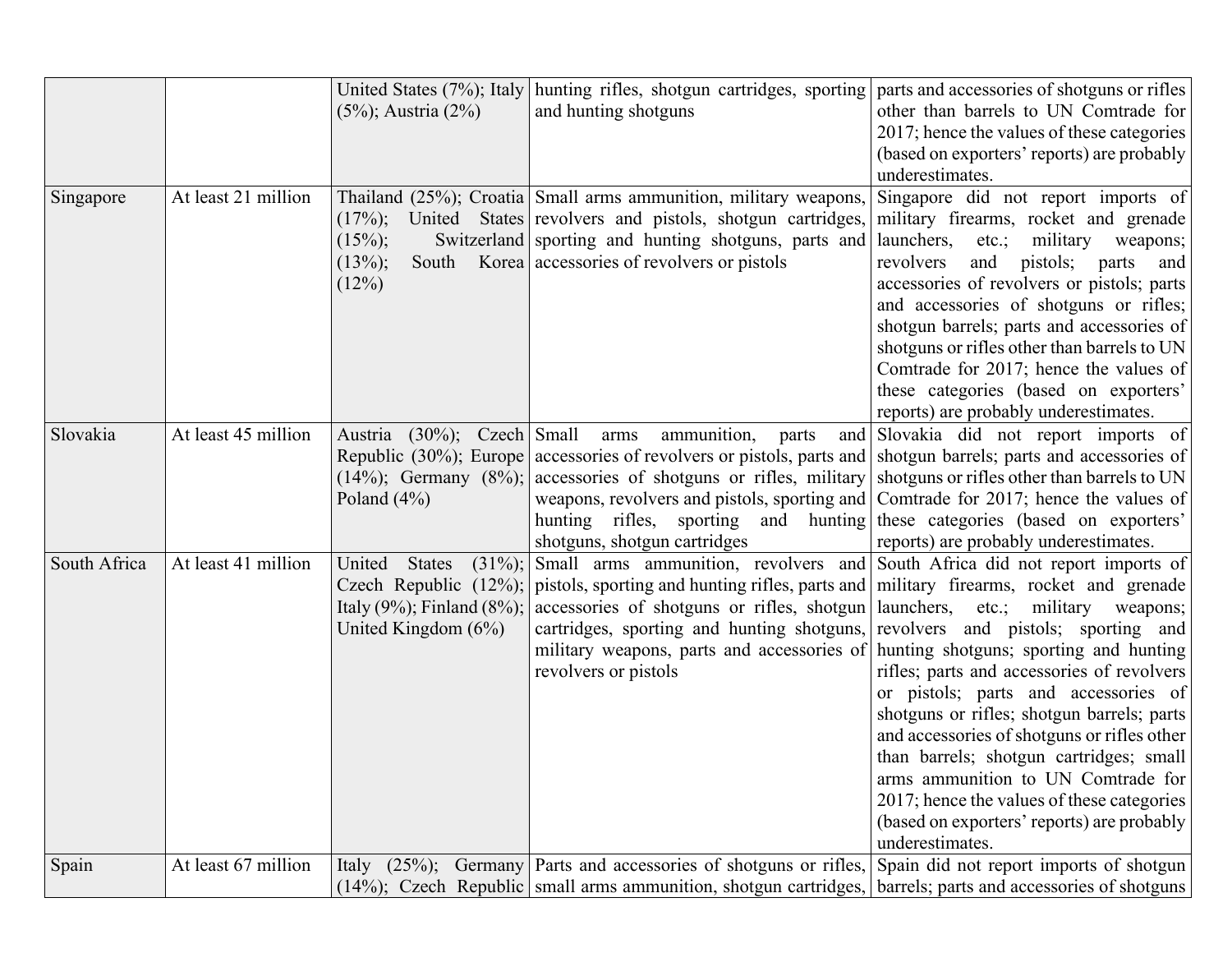| | | | | |
|---|---|---|---|---|
| | | United States (7%); Italy (5%); Austria (2%) | hunting rifles, shotgun cartridges, sporting and hunting shotguns | parts and accessories of shotguns or rifles other than barrels to UN Comtrade for 2017; hence the values of these categories (based on exporters' reports) are probably underestimates. |
| Singapore | At least 21 million | Thailand (25%); Croatia (17%); United States (15%); Switzerland (13%); South Korea (12%) | Small arms ammunition, military weapons, revolvers and pistols, shotgun cartridges, sporting and hunting shotguns, parts and accessories of revolvers or pistols | Singapore did not report imports of military firearms, rocket and grenade launchers, etc.; military weapons; revolvers and pistols; parts and accessories of revolvers or pistols; parts and accessories of shotguns or rifles; shotgun barrels; parts and accessories of shotguns or rifles other than barrels to UN Comtrade for 2017; hence the values of these categories (based on exporters' reports) are probably underestimates. |
| Slovakia | At least 45 million | Austria (30%); Czech Republic (30%); Europe (14%); Germany (8%); Poland (4%) | Small arms ammunition, parts and accessories of revolvers or pistols, parts and accessories of shotguns or rifles, military weapons, revolvers and pistols, sporting and hunting rifles, sporting and hunting shotguns, shotgun cartridges | Slovakia did not report imports of shotgun barrels; parts and accessories of shotguns or rifles other than barrels to UN Comtrade for 2017; hence the values of these categories (based on exporters' reports) are probably underestimates. |
| South Africa | At least 41 million | United States (31%); Czech Republic (12%); Italy (9%); Finland (8%); United Kingdom (6%) | Small arms ammunition, revolvers and pistols, sporting and hunting rifles, parts and accessories of shotguns or rifles, shotgun cartridges, sporting and hunting shotguns, military weapons, parts and accessories of revolvers or pistols | South Africa did not report imports of military firearms, rocket and grenade launchers, etc.; military weapons; revolvers and pistols; sporting and hunting shotguns; sporting and hunting rifles; parts and accessories of revolvers or pistols; parts and accessories of shotguns or rifles; shotgun barrels; parts and accessories of shotguns or rifles other than barrels; shotgun cartridges; small arms ammunition to UN Comtrade for 2017; hence the values of these categories (based on exporters' reports) are probably underestimates. |
| Spain | At least 67 million | Italy (25%); Germany (14%); Czech Republic | Parts and accessories of shotguns or rifles, small arms ammunition, shotgun cartridges, | Spain did not report imports of shotgun barrels; parts and accessories of shotguns |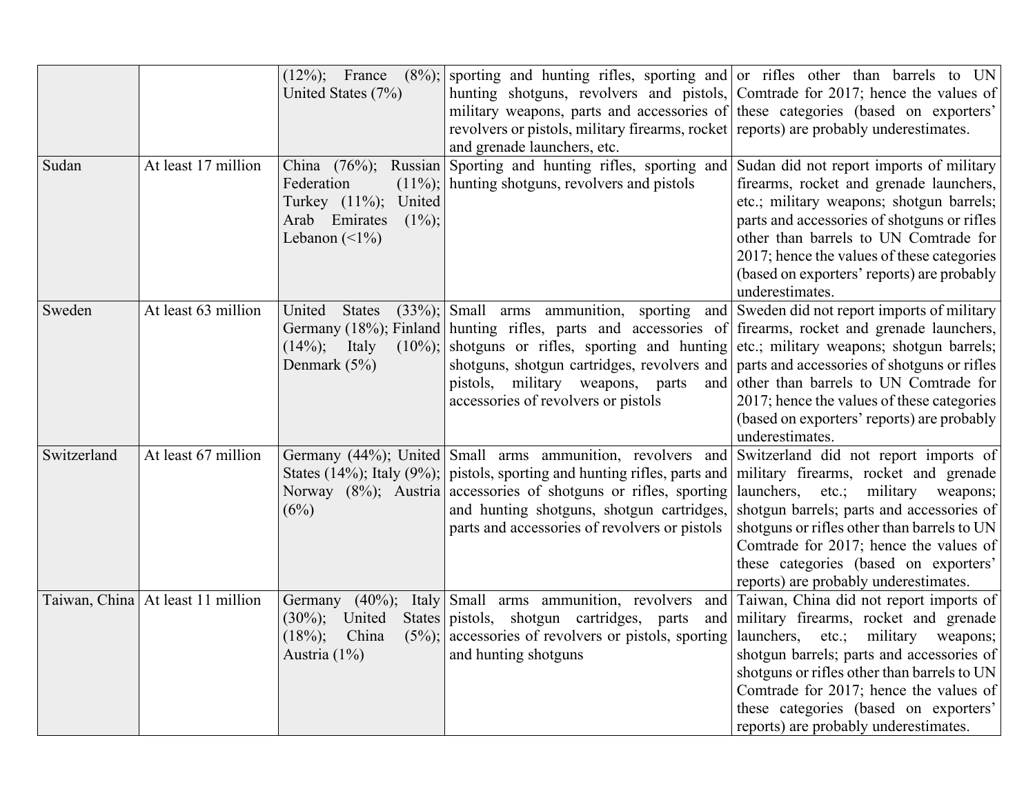| | | (12%); France (8%); United States (7%) | sporting and hunting rifles, sporting and hunting shotguns, revolvers and pistols, military weapons, parts and accessories of revolvers or pistols, military firearms, rocket and grenade launchers, etc. | or rifles other than barrels to UN Comtrade for 2017; hence the values of these categories (based on exporters' reports) are probably underestimates. |
|---|---|---|---|---|
| Sudan | At least 17 million | China (76%); Russian Federation (11%); Turkey (11%); United Arab Emirates (1%); Lebanon (<1%) | Sporting and hunting rifles, sporting and hunting shotguns, revolvers and pistols | Sudan did not report imports of military firearms, rocket and grenade launchers, etc.; military weapons; shotgun barrels; parts and accessories of shotguns or rifles other than barrels to UN Comtrade for 2017; hence the values of these categories (based on exporters' reports) are probably underestimates. |
| Sweden | At least 63 million | United States (33%); Germany (18%); Finland (14%); Italy (10%); Denmark (5%) | Small arms ammunition, sporting and hunting rifles, parts and accessories of shotguns or rifles, sporting and hunting shotguns, shotgun cartridges, revolvers and pistols, military weapons, parts and accessories of revolvers or pistols | Sweden did not report imports of military firearms, rocket and grenade launchers, etc.; military weapons; shotgun barrels; parts and accessories of shotguns or rifles other than barrels to UN Comtrade for 2017; hence the values of these categories (based on exporters' reports) are probably underestimates. |
| Switzerland | At least 67 million | Germany (44%); United States (14%); Italy (9%); Norway (8%); Austria (6%) | Small arms ammunition, revolvers and pistols, sporting and hunting rifles, parts and accessories of shotguns or rifles, sporting and hunting shotguns, shotgun cartridges, parts and accessories of revolvers or pistols | Switzerland did not report imports of military firearms, rocket and grenade launchers, etc.; military weapons; shotgun barrels; parts and accessories of shotguns or rifles other than barrels to UN Comtrade for 2017; hence the values of these categories (based on exporters' reports) are probably underestimates. |
| Taiwan, China | At least 11 million | Germany (40%); Italy (30%); United States (18%); China (5%); Austria (1%) | Small arms ammunition, revolvers and pistols, shotgun cartridges, parts and accessories of revolvers or pistols, sporting and hunting shotguns | Taiwan, China did not report imports of military firearms, rocket and grenade launchers, etc.; military weapons; shotgun barrels; parts and accessories of shotguns or rifles other than barrels to UN Comtrade for 2017; hence the values of these categories (based on exporters' reports) are probably underestimates. |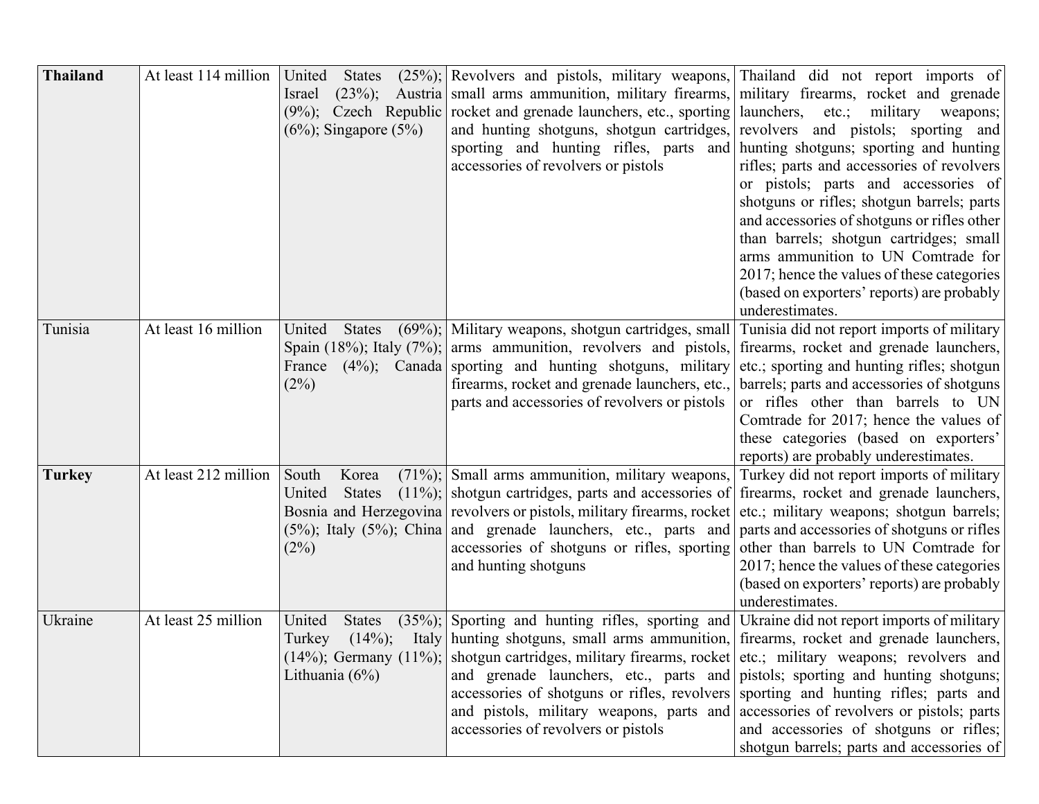| **Thailand** | At least 114 million | United States (25%); Israel (23%); Austria (9%); Czech Republic (6%); Singapore (5%) | Revolvers and pistols, military weapons, small arms ammunition, military firearms, rocket and grenade launchers, etc., sporting and hunting shotguns, shotgun cartridges, sporting and hunting rifles, parts and accessories of revolvers or pistols | Thailand did not report imports of military firearms, rocket and grenade launchers, etc.; military weapons; revolvers and pistols; sporting and hunting shotguns; sporting and hunting rifles; parts and accessories of revolvers or pistols; parts and accessories of shotguns or rifles; shotgun barrels; parts and accessories of shotguns or rifles other than barrels; shotgun cartridges; small arms ammunition to UN Comtrade for 2017; hence the values of these categories (based on exporters' reports) are probably underestimates. |
|---|---|---|---|---|
| Tunisia | At least 16 million | United States (69%); Spain (18%); Italy (7%); France (4%); Canada (2%) | Military weapons, shotgun cartridges, small arms ammunition, revolvers and pistols, sporting and hunting shotguns, military firearms, rocket and grenade launchers, etc., parts and accessories of revolvers or pistols | Tunisia did not report imports of military firearms, rocket and grenade launchers, etc.; sporting and hunting rifles; shotgun barrels; parts and accessories of shotguns or rifles other than barrels to UN Comtrade for 2017; hence the values of these categories (based on exporters' reports) are probably underestimates. |
| **Turkey** | At least 212 million | South Korea (71%); United States (11%); Bosnia and Herzegovina (5%); Italy (5%); China (2%) | Small arms ammunition, military weapons, shotgun cartridges, parts and accessories of revolvers or pistols, military firearms, rocket and grenade launchers, etc., parts and accessories of shotguns or rifles, sporting and hunting shotguns | Turkey did not report imports of military firearms, rocket and grenade launchers, etc.; military weapons; shotgun barrels; parts and accessories of shotguns or rifles other than barrels to UN Comtrade for 2017; hence the values of these categories (based on exporters' reports) are probably underestimates. |
| Ukraine | At least 25 million | United States (35%); Turkey (14%); Italy (14%); Germany (11%); Lithuania (6%) | Sporting and hunting rifles, sporting and hunting shotguns, small arms ammunition, shotgun cartridges, military firearms, rocket and grenade launchers, etc., parts and accessories of shotguns or rifles, revolvers and pistols, military weapons, parts and accessories of revolvers or pistols | Ukraine did not report imports of military firearms, rocket and grenade launchers, etc.; military weapons; revolvers and pistols; sporting and hunting shotguns; sporting and hunting rifles; parts and accessories of revolvers or pistols; parts and accessories of shotguns or rifles; shotgun barrels; parts and accessories of |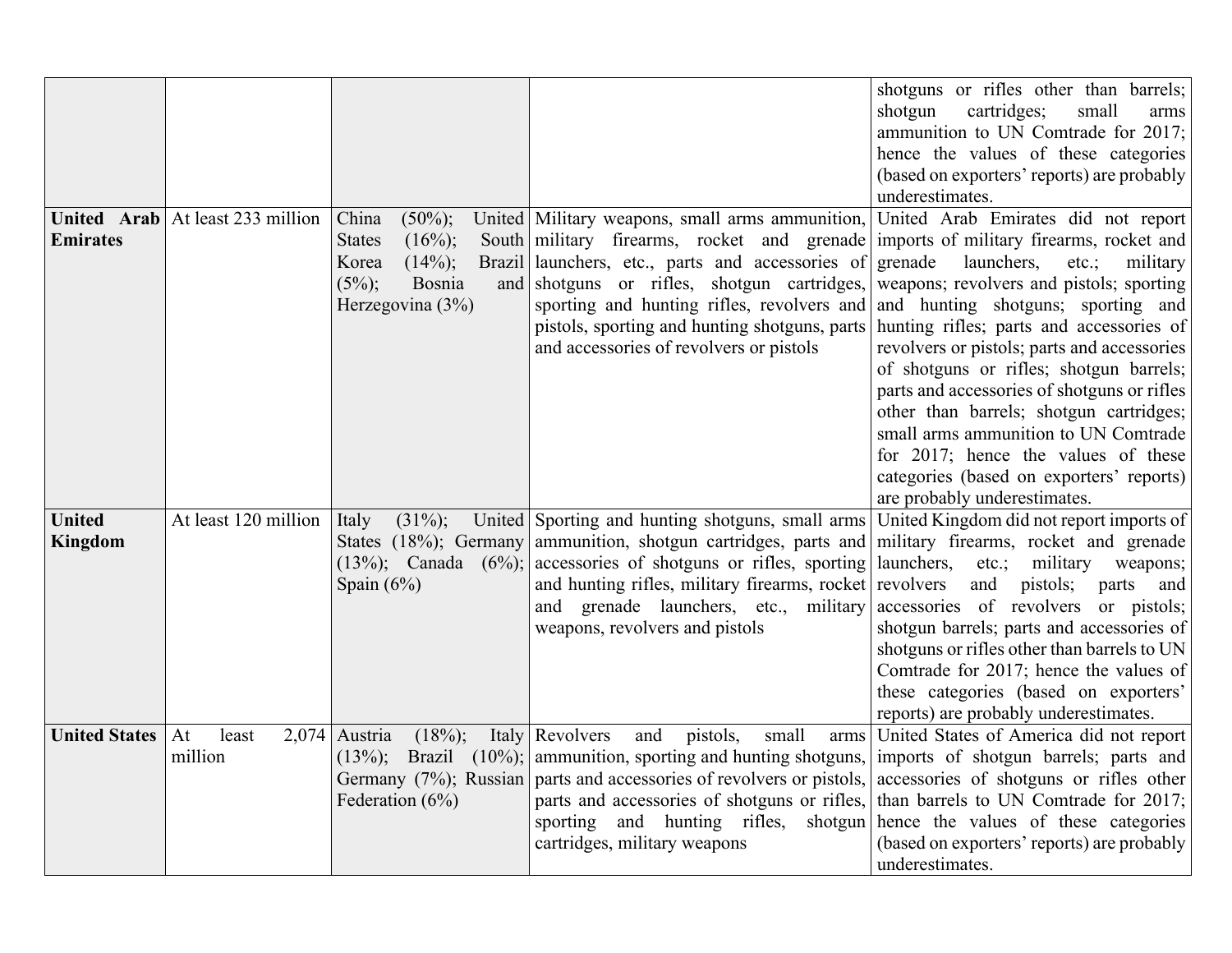| | | | | |
|---|---|---|---|---|
| | | | | shotguns or rifles other than barrels; shotgun cartridges; small arms ammunition to UN Comtrade for 2017; hence the values of these categories (based on exporters' reports) are probably underestimates. |
| **United Arab Emirates** | At least 233 million | China (50%); United States (16%); South Korea (14%); Brazil (5%); Bosnia and Herzegovina (3%) | Military weapons, small arms ammunition, military firearms, rocket and grenade launchers, etc., parts and accessories of shotguns or rifles, shotgun cartridges, sporting and hunting rifles, revolvers and pistols, sporting and hunting shotguns, parts and accessories of revolvers or pistols | United Arab Emirates did not report imports of military firearms, rocket and grenade launchers, etc.; military weapons; revolvers and pistols; sporting and hunting shotguns; sporting and hunting rifles; parts and accessories of revolvers or pistols; parts and accessories of shotguns or rifles; shotgun barrels; parts and accessories of shotguns or rifles other than barrels; shotgun cartridges; small arms ammunition to UN Comtrade for 2017; hence the values of these categories (based on exporters' reports) are probably underestimates. |
| **United Kingdom** | At least 120 million | Italy (31%); United States (18%); Germany (13%); Canada (6%); Spain (6%) | Sporting and hunting shotguns, small arms ammunition, shotgun cartridges, parts and accessories of shotguns or rifles, sporting and hunting rifles, military firearms, rocket and grenade launchers, etc., military weapons, revolvers and pistols | United Kingdom did not report imports of military firearms, rocket and grenade launchers, etc.; military weapons; revolvers and pistols; parts and accessories of revolvers or pistols; shotgun barrels; parts and accessories of shotguns or rifles other than barrels to UN Comtrade for 2017; hence the values of these categories (based on exporters' reports) are probably underestimates. |
| **United States** | At least 2,074 million | Austria (18%); Italy (13%); Brazil (10%); Germany (7%); Russian Federation (6%) | Revolvers and pistols, small arms ammunition, sporting and hunting shotguns, parts and accessories of revolvers or pistols, parts and accessories of shotguns or rifles, sporting and hunting rifles, shotgun cartridges, military weapons | United States of America did not report imports of shotgun barrels; parts and accessories of shotguns or rifles other than barrels to UN Comtrade for 2017; hence the values of these categories (based on exporters' reports) are probably underestimates. |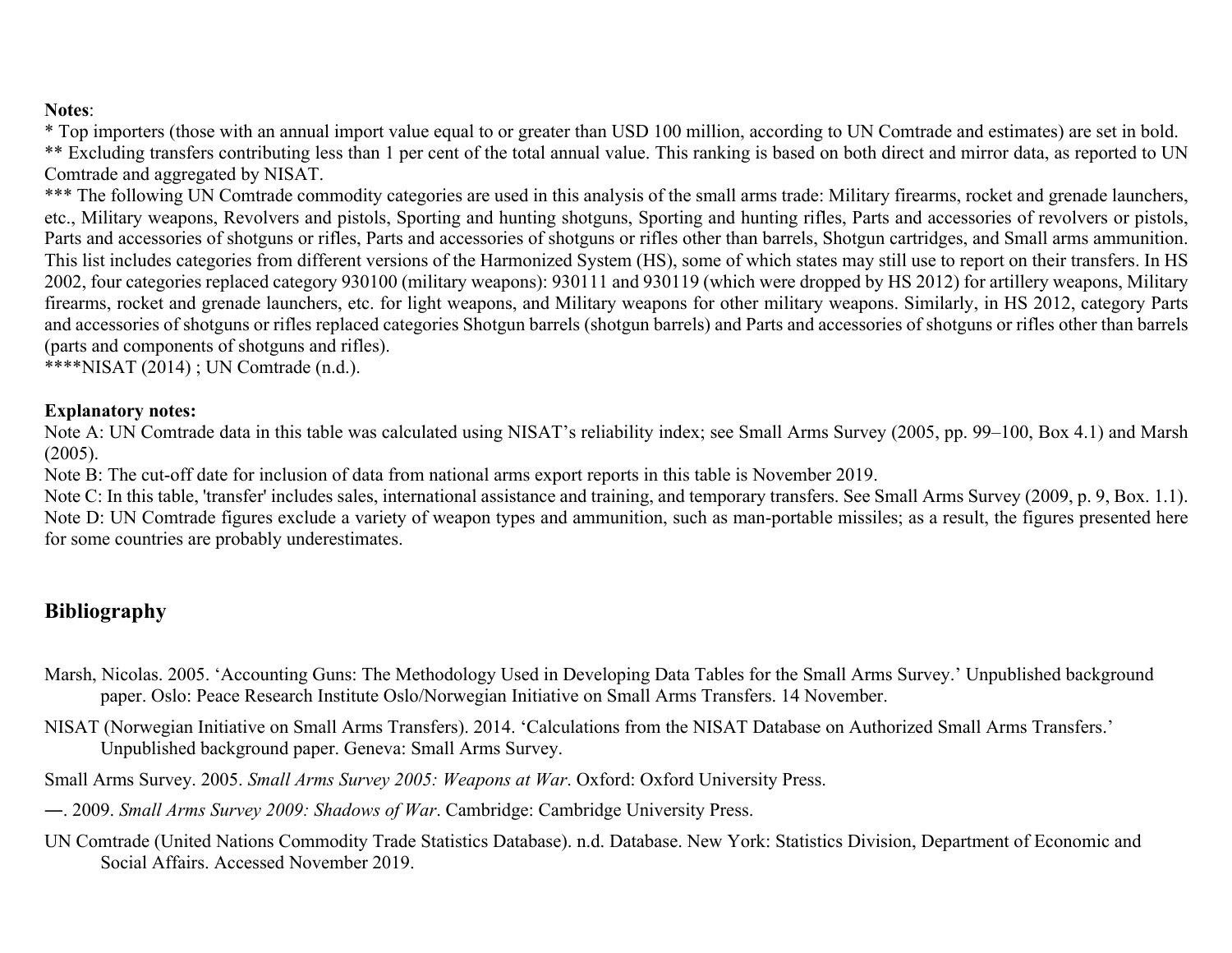**Notes**:

* Top importers (those with an annual import value equal to or greater than USD 100 million, according to UN Comtrade and estimates) are set in bold.

** Excluding transfers contributing less than 1 per cent of the total annual value. This ranking is based on both direct and mirror data, as reported to UN Comtrade and aggregated by NISAT.

*** The following UN Comtrade commodity categories are used in this analysis of the small arms trade: Military firearms, rocket and grenade launchers, etc., Military weapons, Revolvers and pistols, Sporting and hunting shotguns, Sporting and hunting rifles, Parts and accessories of revolvers or pistols, Parts and accessories of shotguns or rifles, Parts and accessories of shotguns or rifles other than barrels, Shotgun cartridges, and Small arms ammunition. This list includes categories from different versions of the Harmonized System (HS), some of which states may still use to report on their transfers. In HS 2002, four categories replaced category 930100 (military weapons): 930111 and 930119 (which were dropped by HS 2012) for artillery weapons, Military firearms, rocket and grenade launchers, etc. for light weapons, and Military weapons for other military weapons. Similarly, in HS 2012, category Parts and accessories of shotguns or rifles replaced categories Shotgun barrels (shotgun barrels) and Parts and accessories of shotguns or rifles other than barrels (parts and components of shotguns and rifles).

****NISAT (2014) ; UN Comtrade (n.d.).

**Explanatory notes:**

Note A: UN Comtrade data in this table was calculated using NISAT's reliability index; see Small Arms Survey (2005, pp. 99–100, Box 4.1) and Marsh (2005).

Note B: The cut-off date for inclusion of data from national arms export reports in this table is November 2019.

Note C: In this table, 'transfer' includes sales, international assistance and training, and temporary transfers. See Small Arms Survey (2009, p. 9, Box. 1.1).

Note D: UN Comtrade figures exclude a variety of weapon types and ammunition, such as man-portable missiles; as a result, the figures presented here for some countries are probably underestimates.

## Bibliography

Marsh, Nicolas. 2005. 'Accounting Guns: The Methodology Used in Developing Data Tables for the Small Arms Survey.' Unpublished background paper. Oslo: Peace Research Institute Oslo/Norwegian Initiative on Small Arms Transfers. 14 November.

NISAT (Norwegian Initiative on Small Arms Transfers). 2014. 'Calculations from the NISAT Database on Authorized Small Arms Transfers.' Unpublished background paper. Geneva: Small Arms Survey.

Small Arms Survey. 2005. *Small Arms Survey 2005: Weapons at War*. Oxford: Oxford University Press.

—. 2009. *Small Arms Survey 2009: Shadows of War*. Cambridge: Cambridge University Press.

UN Comtrade (United Nations Commodity Trade Statistics Database). n.d. Database. New York: Statistics Division, Department of Economic and Social Affairs. Accessed November 2019.